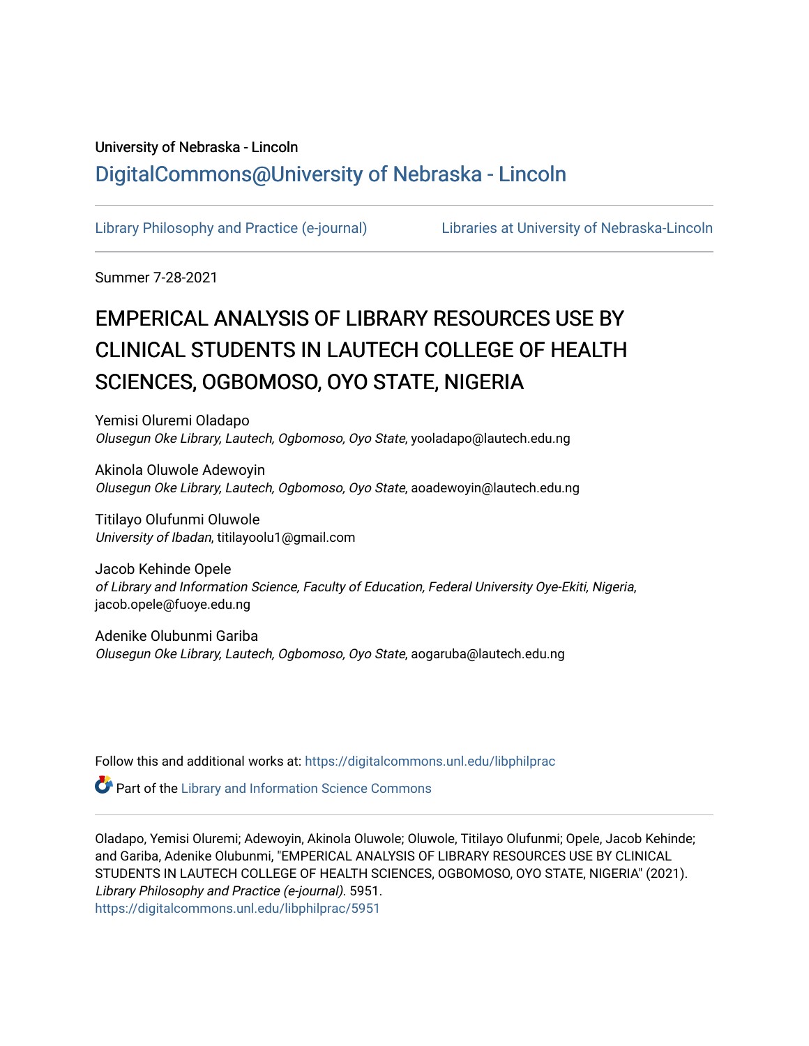University of Nebraska - Lincoln

## DigitalCommons@University of Nebraska - Lincoln

Library Philosophy and Practice (e-journal) | Libraries at University of Nebraska-Lincoln

Summer 7-28-2021

# EMPERICAL ANALYSIS OF LIBRARY RESOURCES USE BY CLINICAL STUDENTS IN LAUTECH COLLEGE OF HEALTH SCIENCES, OGBOMOSO, OYO STATE, NIGERIA

Yemisi Oluremi Oladapo  
*Olusegun Oke Library, Lautech, Ogbomoso, Oyo State*, yooladapo@lautech.edu.ng

Akinola Oluwole Adewoyin  
*Olusegun Oke Library, Lautech, Ogbomoso, Oyo State*, aoadewoyin@lautech.edu.ng

Titilayo Olufunmi Oluwole  
*University of Ibadan*, titilayoolu1@gmail.com

Jacob Kehinde Opele  
*of Library and Information Science, Faculty of Education, Federal University Oye-Ekiti, Nigeria*, jacob.opele@fuoye.edu.ng

Adenike Olubunmi Gariba  
*Olusegun Oke Library, Lautech, Ogbomoso, Oyo State*, aogaruba@lautech.edu.ng

Follow this and additional works at: https://digitalcommons.unl.edu/libphilprac

Part of the Library and Information Science Commons

Oladapo, Yemisi Oluremi; Adewoyin, Akinola Oluwole; Oluwole, Titilayo Olufunmi; Opele, Jacob Kehinde; and Gariba, Adenike Olubunmi, "EMPERICAL ANALYSIS OF LIBRARY RESOURCES USE BY CLINICAL STUDENTS IN LAUTECH COLLEGE OF HEALTH SCIENCES, OGBOMOSO, OYO STATE, NIGERIA" (2021). *Library Philosophy and Practice (e-journal)*. 5951.  
https://digitalcommons.unl.edu/libphilprac/5951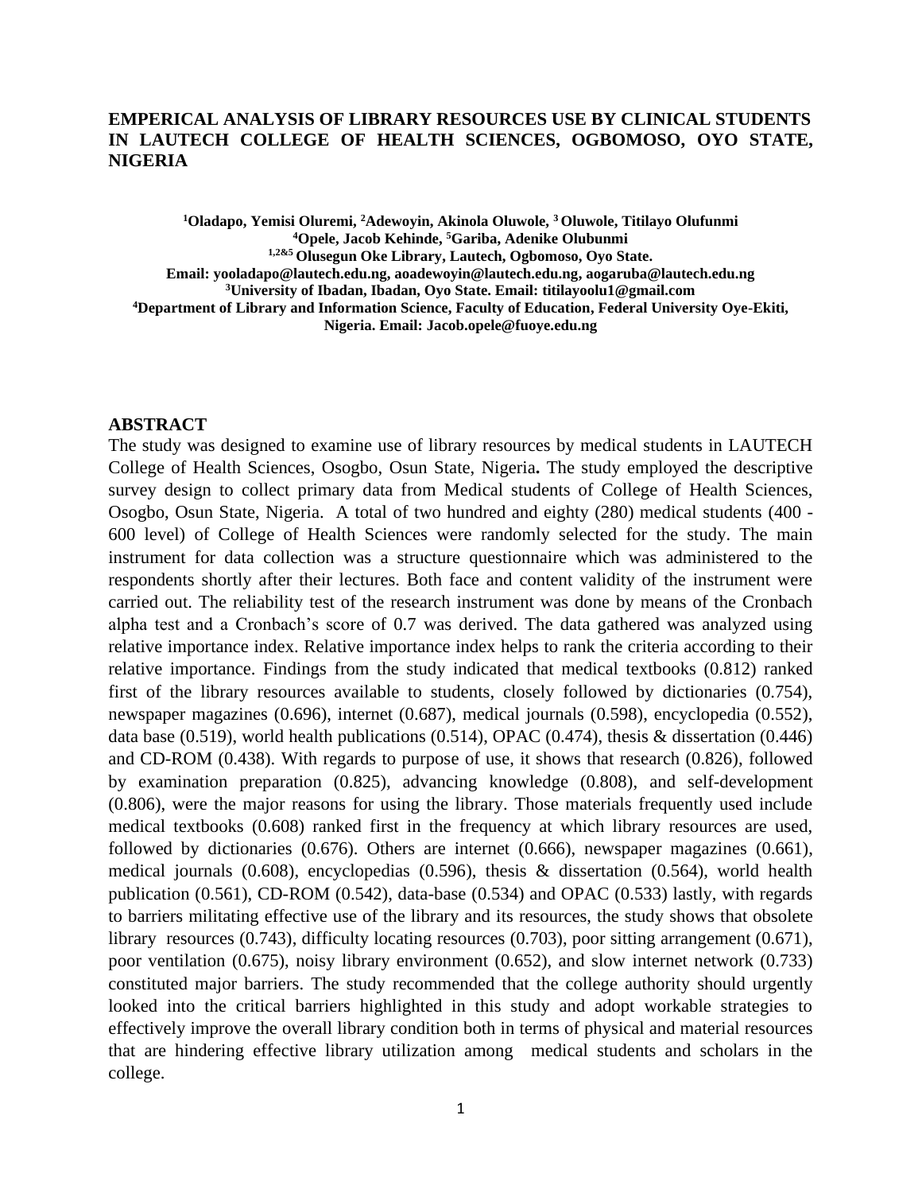**EMPERICAL ANALYSIS OF LIBRARY RESOURCES USE BY CLINICAL STUDENTS IN LAUTECH COLLEGE OF HEALTH SCIENCES, OGBOMOSO, OYO STATE, NIGERIA**

**[1]Oladapo, Yemisi Oluremi, [2]Adewoyin, Akinola Oluwole, [3]Oluwole, Titilayo Olufunmi**
**[4]Opele, Jacob Kehinde, [5]Gariba, Adenike Olubunmi**
**[1,2&5] Olusegun Oke Library, Lautech, Ogbomoso, Oyo State.**
**Email: yooladapo@lautech.edu.ng, aoadewoyin@lautech.edu.ng, aogaruba@lautech.edu.ng**
**[3]University of Ibadan, Ibadan, Oyo State. Email: titilayoolu1@gmail.com**
**[4]Department of Library and Information Science, Faculty of Education, Federal University Oye-Ekiti, Nigeria. Email: Jacob.opele@fuoye.edu.ng**

## ABSTRACT

The study was designed to examine use of library resources by medical students in LAUTECH College of Health Sciences, Osogbo, Osun State, Nigeria**.** The study employed the descriptive survey design to collect primary data from Medical students of College of Health Sciences, Osogbo, Osun State, Nigeria. A total of two hundred and eighty (280) medical students (400 - 600 level) of College of Health Sciences were randomly selected for the study. The main instrument for data collection was a structure questionnaire which was administered to the respondents shortly after their lectures. Both face and content validity of the instrument were carried out. The reliability test of the research instrument was done by means of the Cronbach alpha test and a Cronbach's score of 0.7 was derived. The data gathered was analyzed using relative importance index. Relative importance index helps to rank the criteria according to their relative importance. Findings from the study indicated that medical textbooks (0.812) ranked first of the library resources available to students, closely followed by dictionaries (0.754), newspaper magazines (0.696), internet (0.687), medical journals (0.598), encyclopedia (0.552), data base (0.519), world health publications (0.514), OPAC (0.474), thesis & dissertation (0.446) and CD-ROM (0.438). With regards to purpose of use, it shows that research (0.826), followed by examination preparation (0.825), advancing knowledge (0.808), and self-development (0.806), were the major reasons for using the library. Those materials frequently used include medical textbooks (0.608) ranked first in the frequency at which library resources are used, followed by dictionaries (0.676). Others are internet (0.666), newspaper magazines (0.661), medical journals (0.608), encyclopedias (0.596), thesis & dissertation (0.564), world health publication (0.561), CD-ROM (0.542), data-base (0.534) and OPAC (0.533) lastly, with regards to barriers militating effective use of the library and its resources, the study shows that obsolete library resources (0.743), difficulty locating resources (0.703), poor sitting arrangement (0.671), poor ventilation (0.675), noisy library environment (0.652), and slow internet network (0.733) constituted major barriers. The study recommended that the college authority should urgently looked into the critical barriers highlighted in this study and adopt workable strategies to effectively improve the overall library condition both in terms of physical and material resources that are hindering effective library utilization among medical students and scholars in the college.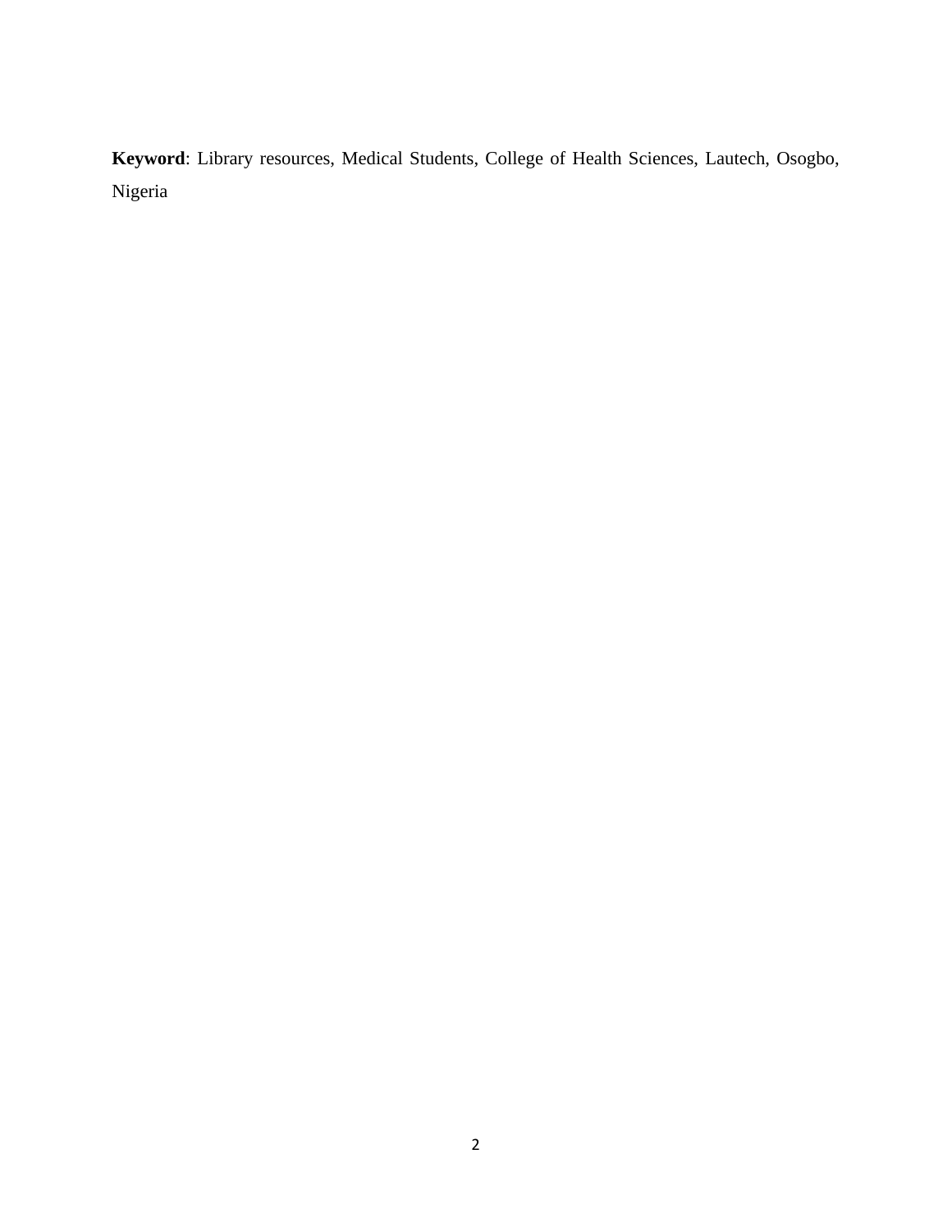**Keyword**: Library resources, Medical Students, College of Health Sciences, Lautech, Osogbo, Nigeria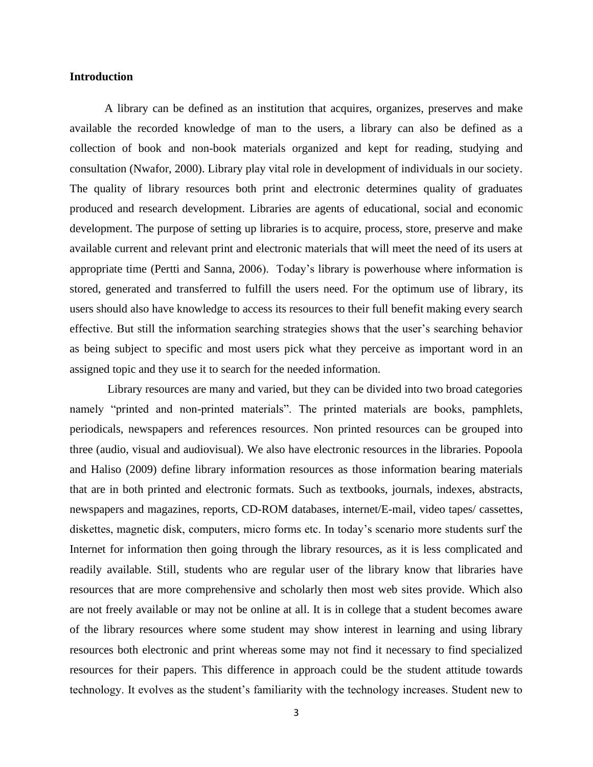**Introduction**

A library can be defined as an institution that acquires, organizes, preserves and make available the recorded knowledge of man to the users, a library can also be defined as a collection of book and non-book materials organized and kept for reading, studying and consultation (Nwafor, 2000). Library play vital role in development of individuals in our society. The quality of library resources both print and electronic determines quality of graduates produced and research development. Libraries are agents of educational, social and economic development. The purpose of setting up libraries is to acquire, process, store, preserve and make available current and relevant print and electronic materials that will meet the need of its users at appropriate time (Pertti and Sanna, 2006). Today's library is powerhouse where information is stored, generated and transferred to fulfill the users need. For the optimum use of library, its users should also have knowledge to access its resources to their full benefit making every search effective. But still the information searching strategies shows that the user's searching behavior as being subject to specific and most users pick what they perceive as important word in an assigned topic and they use it to search for the needed information.

Library resources are many and varied, but they can be divided into two broad categories namely "printed and non-printed materials". The printed materials are books, pamphlets, periodicals, newspapers and references resources. Non printed resources can be grouped into three (audio, visual and audiovisual). We also have electronic resources in the libraries. Popoola and Haliso (2009) define library information resources as those information bearing materials that are in both printed and electronic formats. Such as textbooks, journals, indexes, abstracts, newspapers and magazines, reports, CD-ROM databases, internet/E-mail, video tapes/ cassettes, diskettes, magnetic disk, computers, micro forms etc. In today's scenario more students surf the Internet for information then going through the library resources, as it is less complicated and readily available. Still, students who are regular user of the library know that libraries have resources that are more comprehensive and scholarly then most web sites provide. Which also are not freely available or may not be online at all. It is in college that a student becomes aware of the library resources where some student may show interest in learning and using library resources both electronic and print whereas some may not find it necessary to find specialized resources for their papers. This difference in approach could be the student attitude towards technology. It evolves as the student's familiarity with the technology increases. Student new to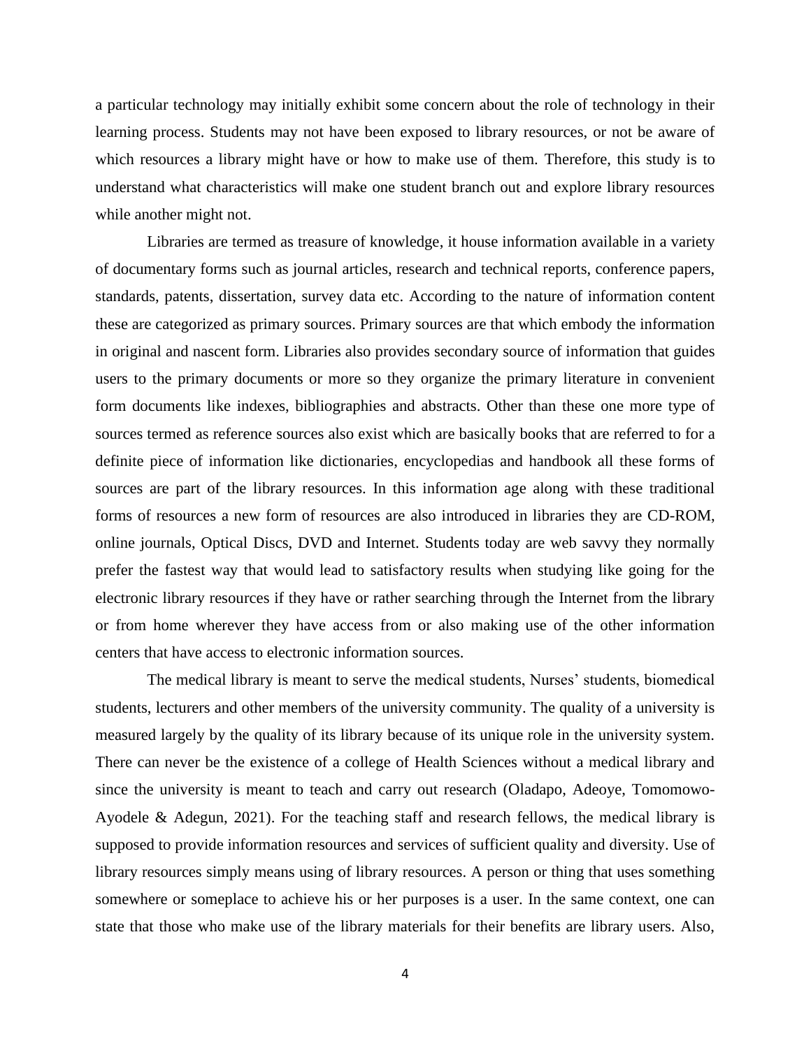a particular technology may initially exhibit some concern about the role of technology in their learning process. Students may not have been exposed to library resources, or not be aware of which resources a library might have or how to make use of them. Therefore, this study is to understand what characteristics will make one student branch out and explore library resources while another might not.

Libraries are termed as treasure of knowledge, it house information available in a variety of documentary forms such as journal articles, research and technical reports, conference papers, standards, patents, dissertation, survey data etc. According to the nature of information content these are categorized as primary sources. Primary sources are that which embody the information in original and nascent form. Libraries also provides secondary source of information that guides users to the primary documents or more so they organize the primary literature in convenient form documents like indexes, bibliographies and abstracts. Other than these one more type of sources termed as reference sources also exist which are basically books that are referred to for a definite piece of information like dictionaries, encyclopedias and handbook all these forms of sources are part of the library resources. In this information age along with these traditional forms of resources a new form of resources are also introduced in libraries they are CD-ROM, online journals, Optical Discs, DVD and Internet. Students today are web savvy they normally prefer the fastest way that would lead to satisfactory results when studying like going for the electronic library resources if they have or rather searching through the Internet from the library or from home wherever they have access from or also making use of the other information centers that have access to electronic information sources.

The medical library is meant to serve the medical students, Nurses' students, biomedical students, lecturers and other members of the university community. The quality of a university is measured largely by the quality of its library because of its unique role in the university system. There can never be the existence of a college of Health Sciences without a medical library and since the university is meant to teach and carry out research (Oladapo, Adeoye, Tomomowo-Ayodele & Adegun, 2021). For the teaching staff and research fellows, the medical library is supposed to provide information resources and services of sufficient quality and diversity. Use of library resources simply means using of library resources. A person or thing that uses something somewhere or someplace to achieve his or her purposes is a user. In the same context, one can state that those who make use of the library materials for their benefits are library users. Also,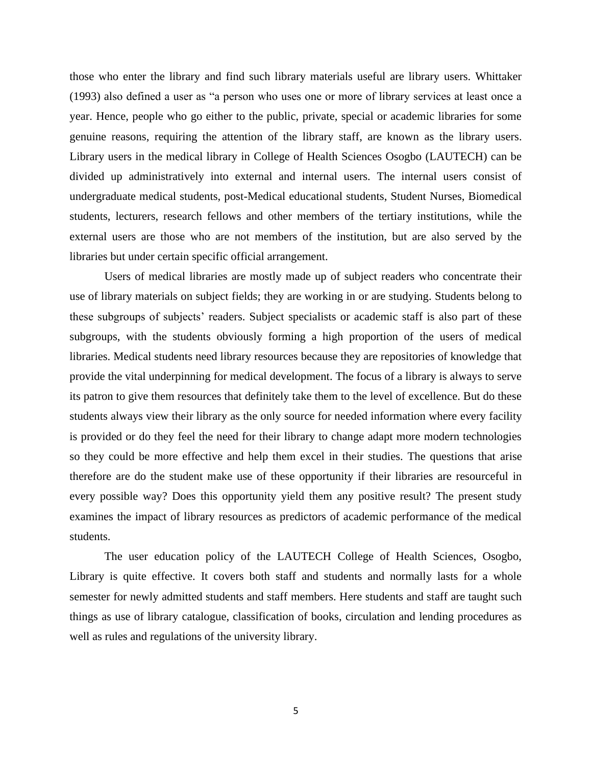those who enter the library and find such library materials useful are library users. Whittaker (1993) also defined a user as "a person who uses one or more of library services at least once a year. Hence, people who go either to the public, private, special or academic libraries for some genuine reasons, requiring the attention of the library staff, are known as the library users. Library users in the medical library in College of Health Sciences Osogbo (LAUTECH) can be divided up administratively into external and internal users. The internal users consist of undergraduate medical students, post-Medical educational students, Student Nurses, Biomedical students, lecturers, research fellows and other members of the tertiary institutions, while the external users are those who are not members of the institution, but are also served by the libraries but under certain specific official arrangement.

Users of medical libraries are mostly made up of subject readers who concentrate their use of library materials on subject fields; they are working in or are studying. Students belong to these subgroups of subjects' readers. Subject specialists or academic staff is also part of these subgroups, with the students obviously forming a high proportion of the users of medical libraries. Medical students need library resources because they are repositories of knowledge that provide the vital underpinning for medical development. The focus of a library is always to serve its patron to give them resources that definitely take them to the level of excellence. But do these students always view their library as the only source for needed information where every facility is provided or do they feel the need for their library to change adapt more modern technologies so they could be more effective and help them excel in their studies. The questions that arise therefore are do the student make use of these opportunity if their libraries are resourceful in every possible way? Does this opportunity yield them any positive result? The present study examines the impact of library resources as predictors of academic performance of the medical students.

The user education policy of the LAUTECH College of Health Sciences, Osogbo, Library is quite effective. It covers both staff and students and normally lasts for a whole semester for newly admitted students and staff members. Here students and staff are taught such things as use of library catalogue, classification of books, circulation and lending procedures as well as rules and regulations of the university library.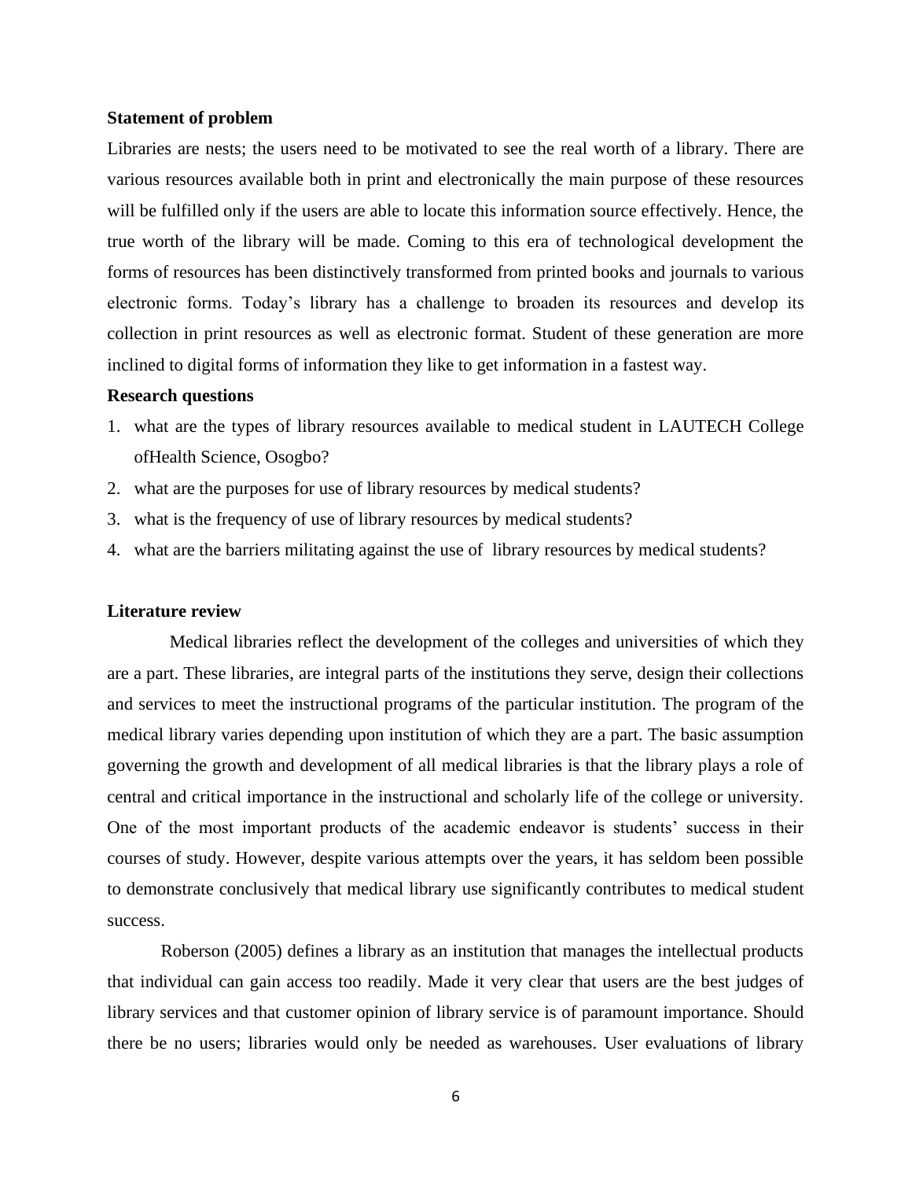**Statement of problem**

Libraries are nests; the users need to be motivated to see the real worth of a library. There are various resources available both in print and electronically the main purpose of these resources will be fulfilled only if the users are able to locate this information source effectively. Hence, the true worth of the library will be made. Coming to this era of technological development the forms of resources has been distinctively transformed from printed books and journals to various electronic forms. Today's library has a challenge to broaden its resources and develop its collection in print resources as well as electronic format. Student of these generation are more inclined to digital forms of information they like to get information in a fastest way.

**Research questions**

1. what are the types of library resources available to medical student in LAUTECH College ofHealth Science, Osogbo?
2. what are the purposes for use of library resources by medical students?
3. what is the frequency of use of library resources by medical students?
4. what are the barriers militating against the use of library resources by medical students?

**Literature review**

Medical libraries reflect the development of the colleges and universities of which they are a part. These libraries, are integral parts of the institutions they serve, design their collections and services to meet the instructional programs of the particular institution. The program of the medical library varies depending upon institution of which they are a part. The basic assumption governing the growth and development of all medical libraries is that the library plays a role of central and critical importance in the instructional and scholarly life of the college or university. One of the most important products of the academic endeavor is students' success in their courses of study. However, despite various attempts over the years, it has seldom been possible to demonstrate conclusively that medical library use significantly contributes to medical student success.

Roberson (2005) defines a library as an institution that manages the intellectual products that individual can gain access too readily. Made it very clear that users are the best judges of library services and that customer opinion of library service is of paramount importance. Should there be no users; libraries would only be needed as warehouses. User evaluations of library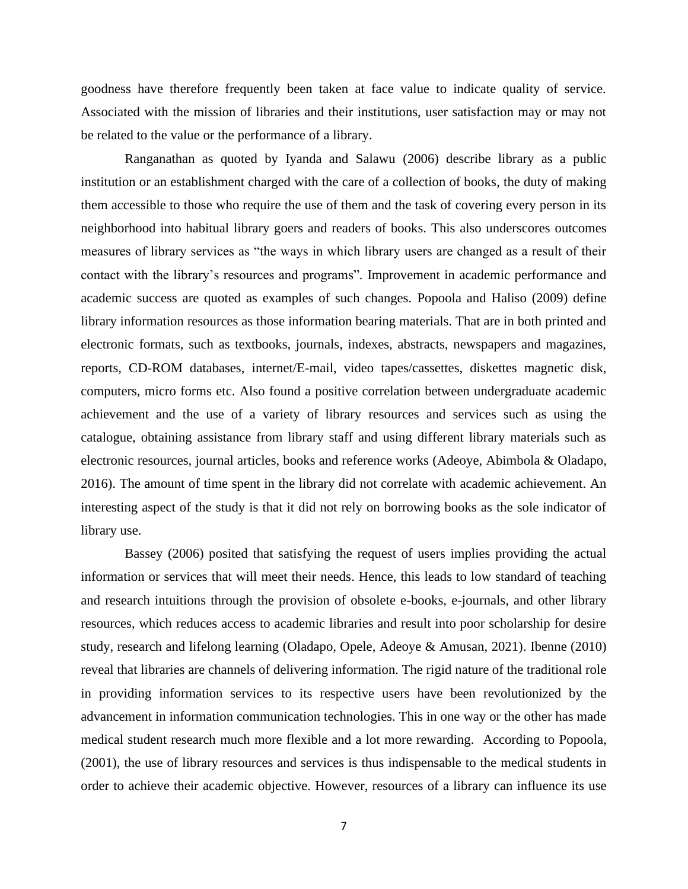goodness have therefore frequently been taken at face value to indicate quality of service. Associated with the mission of libraries and their institutions, user satisfaction may or may not be related to the value or the performance of a library.

Ranganathan as quoted by Iyanda and Salawu (2006) describe library as a public institution or an establishment charged with the care of a collection of books, the duty of making them accessible to those who require the use of them and the task of covering every person in its neighborhood into habitual library goers and readers of books. This also underscores outcomes measures of library services as "the ways in which library users are changed as a result of their contact with the library's resources and programs". Improvement in academic performance and academic success are quoted as examples of such changes. Popoola and Haliso (2009) define library information resources as those information bearing materials. That are in both printed and electronic formats, such as textbooks, journals, indexes, abstracts, newspapers and magazines, reports, CD-ROM databases, internet/E-mail, video tapes/cassettes, diskettes magnetic disk, computers, micro forms etc. Also found a positive correlation between undergraduate academic achievement and the use of a variety of library resources and services such as using the catalogue, obtaining assistance from library staff and using different library materials such as electronic resources, journal articles, books and reference works (Adeoye, Abimbola & Oladapo, 2016). The amount of time spent in the library did not correlate with academic achievement. An interesting aspect of the study is that it did not rely on borrowing books as the sole indicator of library use.

Bassey (2006) posited that satisfying the request of users implies providing the actual information or services that will meet their needs. Hence, this leads to low standard of teaching and research intuitions through the provision of obsolete e-books, e-journals, and other library resources, which reduces access to academic libraries and result into poor scholarship for desire study, research and lifelong learning (Oladapo, Opele, Adeoye & Amusan, 2021). Ibenne (2010) reveal that libraries are channels of delivering information. The rigid nature of the traditional role in providing information services to its respective users have been revolutionized by the advancement in information communication technologies. This in one way or the other has made medical student research much more flexible and a lot more rewarding. According to Popoola, (2001), the use of library resources and services is thus indispensable to the medical students in order to achieve their academic objective. However, resources of a library can influence its use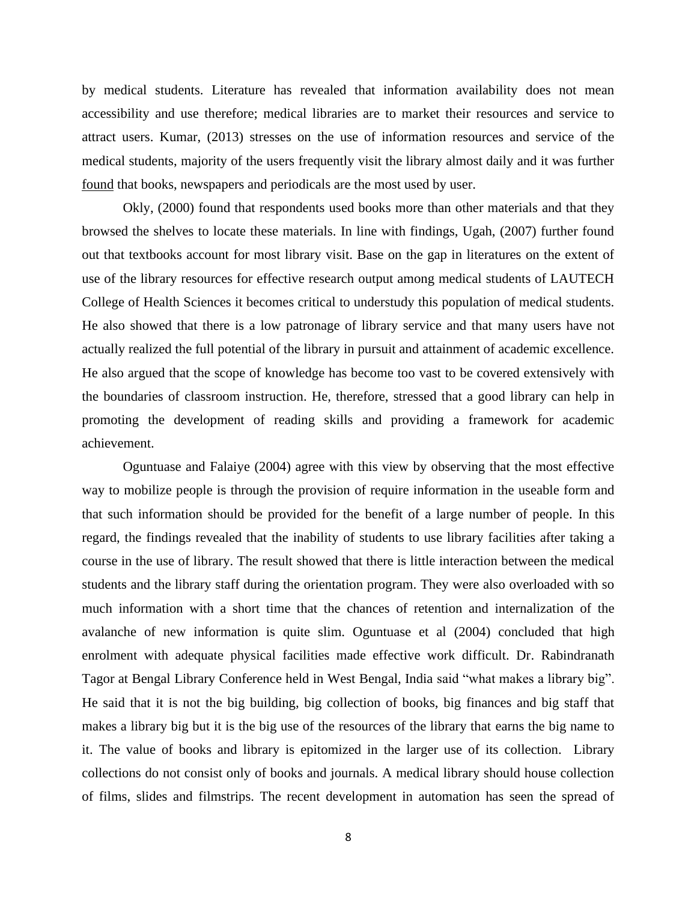by medical students. Literature has revealed that information availability does not mean accessibility and use therefore; medical libraries are to market their resources and service to attract users. Kumar, (2013) stresses on the use of information resources and service of the medical students, majority of the users frequently visit the library almost daily and it was further found that books, newspapers and periodicals are the most used by user.

Okly, (2000) found that respondents used books more than other materials and that they browsed the shelves to locate these materials. In line with findings, Ugah, (2007) further found out that textbooks account for most library visit. Base on the gap in literatures on the extent of use of the library resources for effective research output among medical students of LAUTECH College of Health Sciences it becomes critical to understudy this population of medical students. He also showed that there is a low patronage of library service and that many users have not actually realized the full potential of the library in pursuit and attainment of academic excellence. He also argued that the scope of knowledge has become too vast to be covered extensively with the boundaries of classroom instruction. He, therefore, stressed that a good library can help in promoting the development of reading skills and providing a framework for academic achievement.

Oguntuase and Falaiye (2004) agree with this view by observing that the most effective way to mobilize people is through the provision of require information in the useable form and that such information should be provided for the benefit of a large number of people. In this regard, the findings revealed that the inability of students to use library facilities after taking a course in the use of library. The result showed that there is little interaction between the medical students and the library staff during the orientation program. They were also overloaded with so much information with a short time that the chances of retention and internalization of the avalanche of new information is quite slim. Oguntuase et al (2004) concluded that high enrolment with adequate physical facilities made effective work difficult. Dr. Rabindranath Tagor at Bengal Library Conference held in West Bengal, India said "what makes a library big". He said that it is not the big building, big collection of books, big finances and big staff that makes a library big but it is the big use of the resources of the library that earns the big name to it. The value of books and library is epitomized in the larger use of its collection. Library collections do not consist only of books and journals. A medical library should house collection of films, slides and filmstrips. The recent development in automation has seen the spread of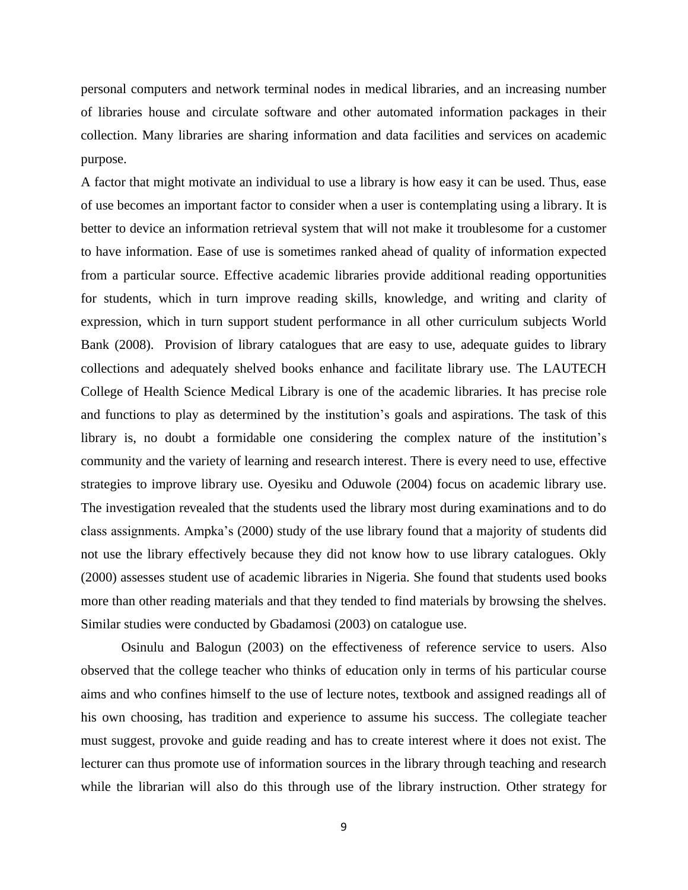personal computers and network terminal nodes in medical libraries, and an increasing number of libraries house and circulate software and other automated information packages in their collection. Many libraries are sharing information and data facilities and services on academic purpose.

A factor that might motivate an individual to use a library is how easy it can be used. Thus, ease of use becomes an important factor to consider when a user is contemplating using a library. It is better to device an information retrieval system that will not make it troublesome for a customer to have information. Ease of use is sometimes ranked ahead of quality of information expected from a particular source. Effective academic libraries provide additional reading opportunities for students, which in turn improve reading skills, knowledge, and writing and clarity of expression, which in turn support student performance in all other curriculum subjects World Bank (2008). Provision of library catalogues that are easy to use, adequate guides to library collections and adequately shelved books enhance and facilitate library use. The LAUTECH College of Health Science Medical Library is one of the academic libraries. It has precise role and functions to play as determined by the institution's goals and aspirations. The task of this library is, no doubt a formidable one considering the complex nature of the institution's community and the variety of learning and research interest. There is every need to use, effective strategies to improve library use. Oyesiku and Oduwole (2004) focus on academic library use. The investigation revealed that the students used the library most during examinations and to do class assignments. Ampka's (2000) study of the use library found that a majority of students did not use the library effectively because they did not know how to use library catalogues. Okly (2000) assesses student use of academic libraries in Nigeria. She found that students used books more than other reading materials and that they tended to find materials by browsing the shelves. Similar studies were conducted by Gbadamosi (2003) on catalogue use.

Osinulu and Balogun (2003) on the effectiveness of reference service to users. Also observed that the college teacher who thinks of education only in terms of his particular course aims and who confines himself to the use of lecture notes, textbook and assigned readings all of his own choosing, has tradition and experience to assume his success. The collegiate teacher must suggest, provoke and guide reading and has to create interest where it does not exist. The lecturer can thus promote use of information sources in the library through teaching and research while the librarian will also do this through use of the library instruction. Other strategy for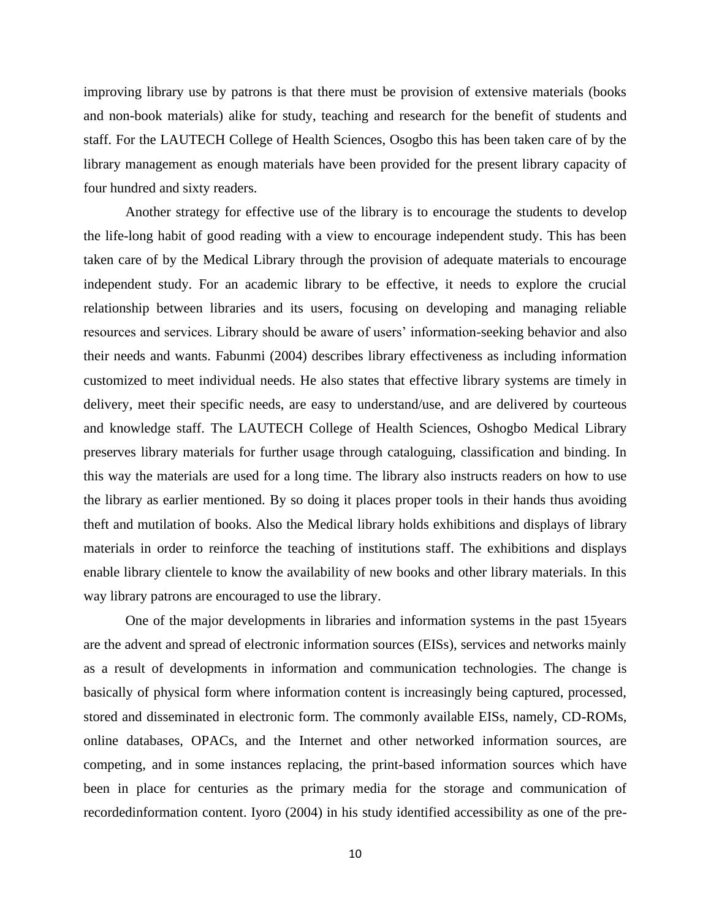improving library use by patrons is that there must be provision of extensive materials (books and non-book materials) alike for study, teaching and research for the benefit of students and staff. For the LAUTECH College of Health Sciences, Osogbo this has been taken care of by the library management as enough materials have been provided for the present library capacity of four hundred and sixty readers.

Another strategy for effective use of the library is to encourage the students to develop the life-long habit of good reading with a view to encourage independent study. This has been taken care of by the Medical Library through the provision of adequate materials to encourage independent study. For an academic library to be effective, it needs to explore the crucial relationship between libraries and its users, focusing on developing and managing reliable resources and services. Library should be aware of users' information-seeking behavior and also their needs and wants. Fabunmi (2004) describes library effectiveness as including information customized to meet individual needs. He also states that effective library systems are timely in delivery, meet their specific needs, are easy to understand/use, and are delivered by courteous and knowledge staff. The LAUTECH College of Health Sciences, Oshogbo Medical Library preserves library materials for further usage through cataloguing, classification and binding. In this way the materials are used for a long time. The library also instructs readers on how to use the library as earlier mentioned. By so doing it places proper tools in their hands thus avoiding theft and mutilation of books. Also the Medical library holds exhibitions and displays of library materials in order to reinforce the teaching of institutions staff. The exhibitions and displays enable library clientele to know the availability of new books and other library materials. In this way library patrons are encouraged to use the library.

One of the major developments in libraries and information systems in the past 15years are the advent and spread of electronic information sources (EISs), services and networks mainly as a result of developments in information and communication technologies. The change is basically of physical form where information content is increasingly being captured, processed, stored and disseminated in electronic form. The commonly available EISs, namely, CD-ROMs, online databases, OPACs, and the Internet and other networked information sources, are competing, and in some instances replacing, the print-based information sources which have been in place for centuries as the primary media for the storage and communication of recordedinformation content. Iyoro (2004) in his study identified accessibility as one of the pre-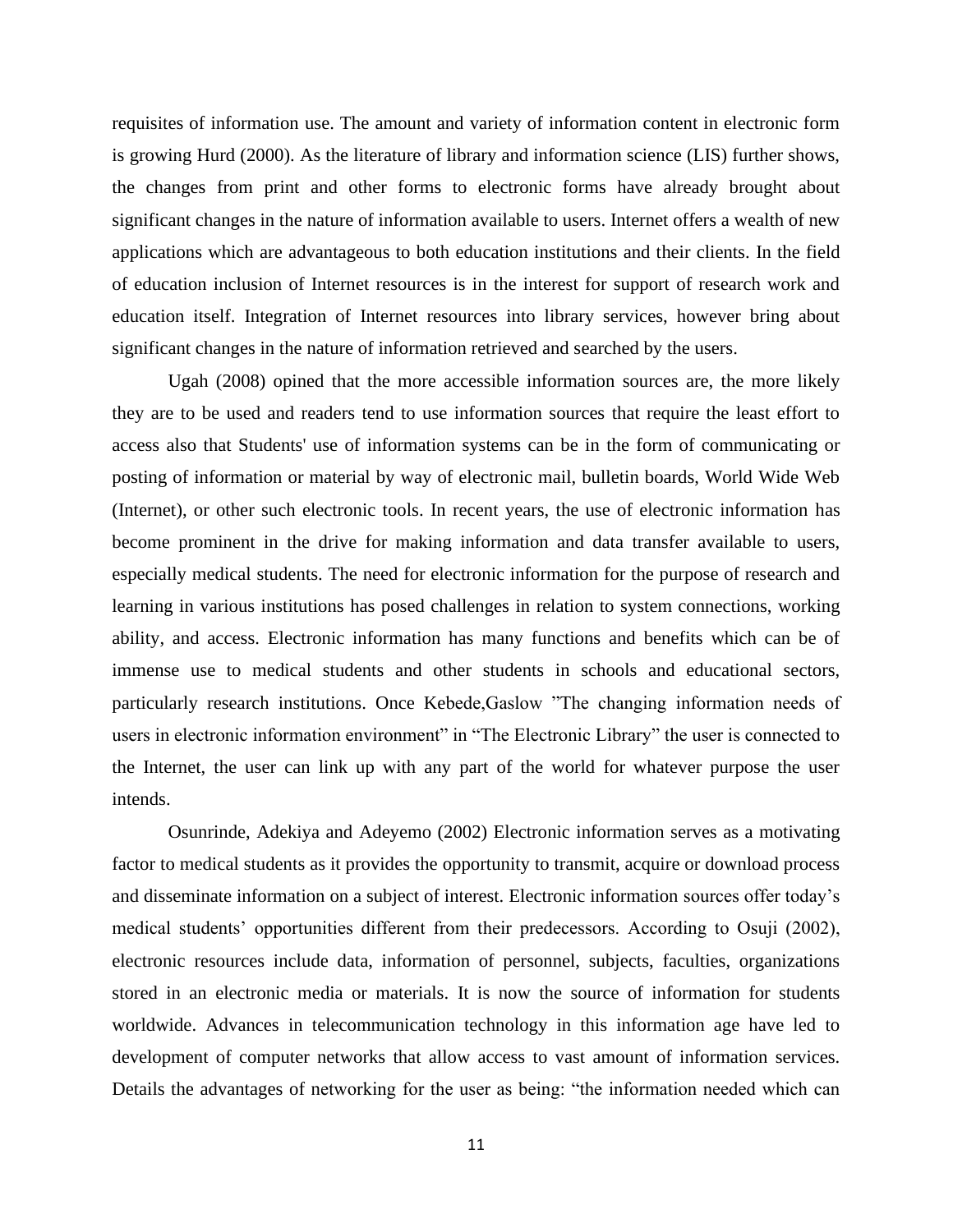requisites of information use. The amount and variety of information content in electronic form is growing Hurd (2000). As the literature of library and information science (LIS) further shows, the changes from print and other forms to electronic forms have already brought about significant changes in the nature of information available to users. Internet offers a wealth of new applications which are advantageous to both education institutions and their clients. In the field of education inclusion of Internet resources is in the interest for support of research work and education itself. Integration of Internet resources into library services, however bring about significant changes in the nature of information retrieved and searched by the users.

Ugah (2008) opined that the more accessible information sources are, the more likely they are to be used and readers tend to use information sources that require the least effort to access also that Students' use of information systems can be in the form of communicating or posting of information or material by way of electronic mail, bulletin boards, World Wide Web (Internet), or other such electronic tools. In recent years, the use of electronic information has become prominent in the drive for making information and data transfer available to users, especially medical students. The need for electronic information for the purpose of research and learning in various institutions has posed challenges in relation to system connections, working ability, and access. Electronic information has many functions and benefits which can be of immense use to medical students and other students in schools and educational sectors, particularly research institutions. Once Kebede,Gaslow "The changing information needs of users in electronic information environment" in "The Electronic Library" the user is connected to the Internet, the user can link up with any part of the world for whatever purpose the user intends.

Osunrinde, Adekiya and Adeyemo (2002) Electronic information serves as a motivating factor to medical students as it provides the opportunity to transmit, acquire or download process and disseminate information on a subject of interest. Electronic information sources offer today's medical students' opportunities different from their predecessors. According to Osuji (2002), electronic resources include data, information of personnel, subjects, faculties, organizations stored in an electronic media or materials. It is now the source of information for students worldwide. Advances in telecommunication technology in this information age have led to development of computer networks that allow access to vast amount of information services. Details the advantages of networking for the user as being: "the information needed which can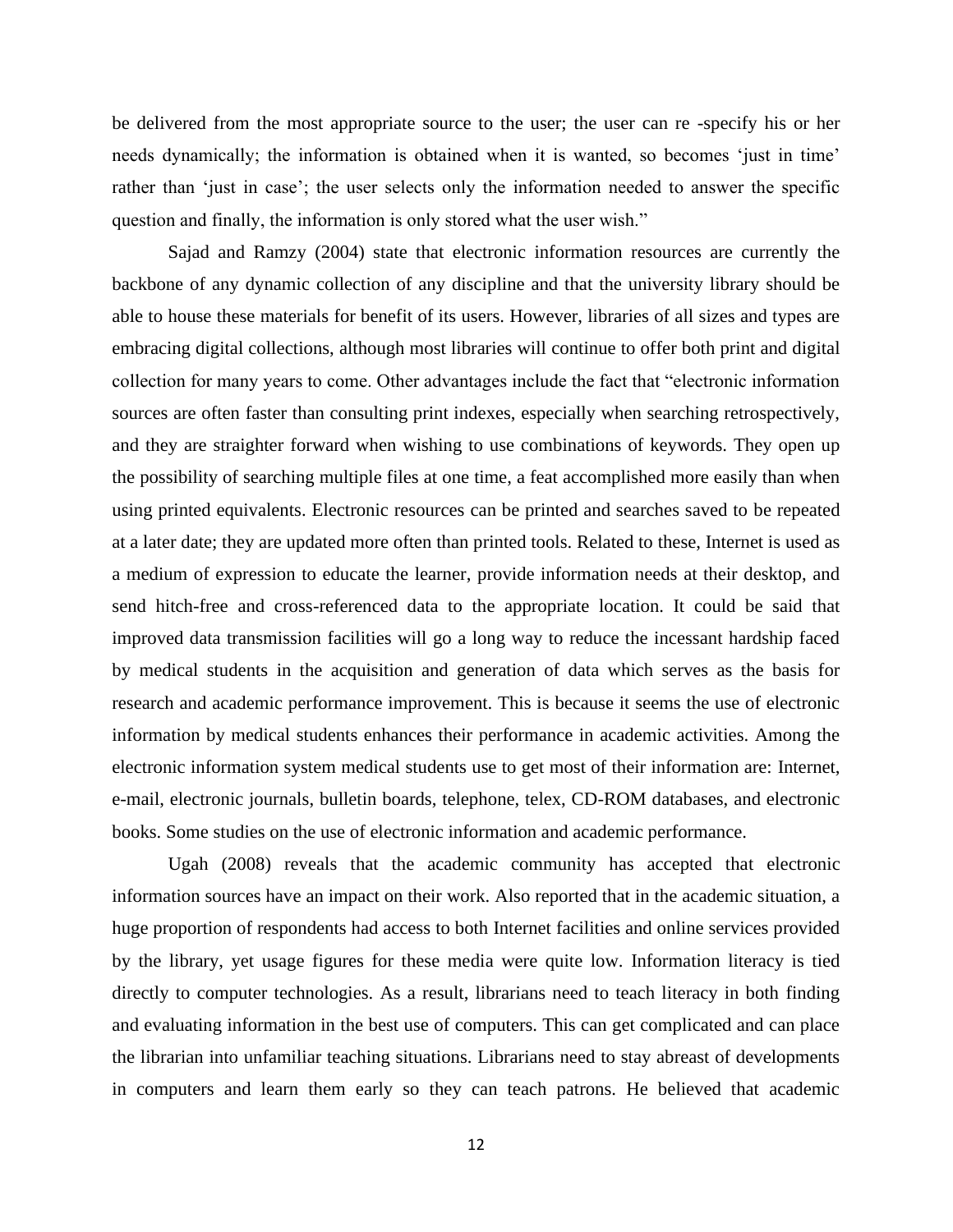be delivered from the most appropriate source to the user; the user can re -specify his or her needs dynamically; the information is obtained when it is wanted, so becomes 'just in time' rather than 'just in case'; the user selects only the information needed to answer the specific question and finally, the information is only stored what the user wish."

Sajad and Ramzy (2004) state that electronic information resources are currently the backbone of any dynamic collection of any discipline and that the university library should be able to house these materials for benefit of its users. However, libraries of all sizes and types are embracing digital collections, although most libraries will continue to offer both print and digital collection for many years to come. Other advantages include the fact that "electronic information sources are often faster than consulting print indexes, especially when searching retrospectively, and they are straighter forward when wishing to use combinations of keywords. They open up the possibility of searching multiple files at one time, a feat accomplished more easily than when using printed equivalents. Electronic resources can be printed and searches saved to be repeated at a later date; they are updated more often than printed tools. Related to these, Internet is used as a medium of expression to educate the learner, provide information needs at their desktop, and send hitch-free and cross-referenced data to the appropriate location. It could be said that improved data transmission facilities will go a long way to reduce the incessant hardship faced by medical students in the acquisition and generation of data which serves as the basis for research and academic performance improvement. This is because it seems the use of electronic information by medical students enhances their performance in academic activities. Among the electronic information system medical students use to get most of their information are: Internet, e-mail, electronic journals, bulletin boards, telephone, telex, CD-ROM databases, and electronic books. Some studies on the use of electronic information and academic performance.

Ugah (2008) reveals that the academic community has accepted that electronic information sources have an impact on their work. Also reported that in the academic situation, a huge proportion of respondents had access to both Internet facilities and online services provided by the library, yet usage figures for these media were quite low. Information literacy is tied directly to computer technologies. As a result, librarians need to teach literacy in both finding and evaluating information in the best use of computers. This can get complicated and can place the librarian into unfamiliar teaching situations. Librarians need to stay abreast of developments in computers and learn them early so they can teach patrons. He believed that academic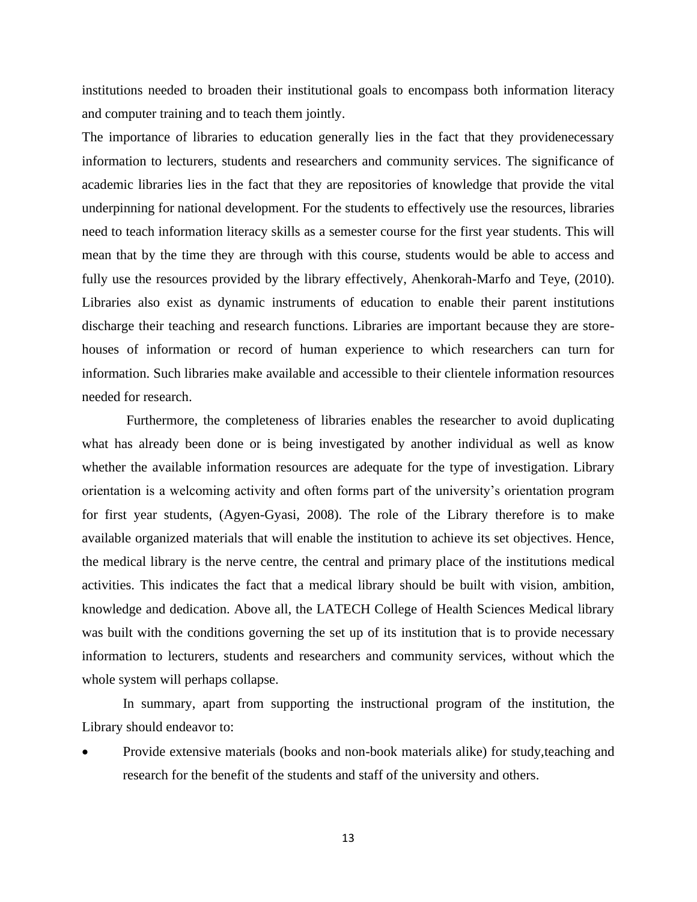institutions needed to broaden their institutional goals to encompass both information literacy and computer training and to teach them jointly.

The importance of libraries to education generally lies in the fact that they providenecessary information to lecturers, students and researchers and community services. The significance of academic libraries lies in the fact that they are repositories of knowledge that provide the vital underpinning for national development. For the students to effectively use the resources, libraries need to teach information literacy skills as a semester course for the first year students. This will mean that by the time they are through with this course, students would be able to access and fully use the resources provided by the library effectively, Ahenkorah-Marfo and Teye, (2010). Libraries also exist as dynamic instruments of education to enable their parent institutions discharge their teaching and research functions. Libraries are important because they are store-houses of information or record of human experience to which researchers can turn for information. Such libraries make available and accessible to their clientele information resources needed for research.

Furthermore, the completeness of libraries enables the researcher to avoid duplicating what has already been done or is being investigated by another individual as well as know whether the available information resources are adequate for the type of investigation. Library orientation is a welcoming activity and often forms part of the university's orientation program for first year students, (Agyen-Gyasi, 2008). The role of the Library therefore is to make available organized materials that will enable the institution to achieve its set objectives. Hence, the medical library is the nerve centre, the central and primary place of the institutions medical activities. This indicates the fact that a medical library should be built with vision, ambition, knowledge and dedication. Above all, the LATECH College of Health Sciences Medical library was built with the conditions governing the set up of its institution that is to provide necessary information to lecturers, students and researchers and community services, without which the whole system will perhaps collapse.

In summary, apart from supporting the instructional program of the institution, the Library should endeavor to:

- Provide extensive materials (books and non-book materials alike) for study,teaching and research for the benefit of the students and staff of the university and others.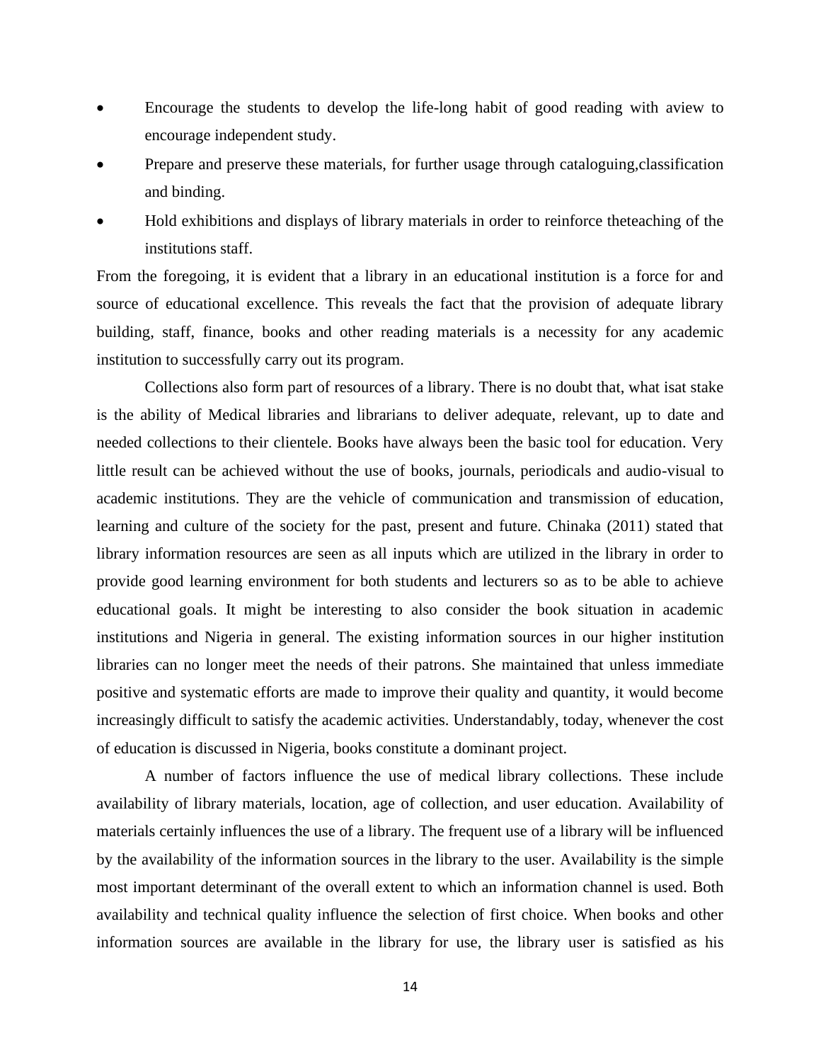- Encourage the students to develop the life-long habit of good reading with aview to encourage independent study.
- Prepare and preserve these materials, for further usage through cataloguing,classification and binding.
- Hold exhibitions and displays of library materials in order to reinforce theteaching of the institutions staff.

From the foregoing, it is evident that a library in an educational institution is a force for and source of educational excellence. This reveals the fact that the provision of adequate library building, staff, finance, books and other reading materials is a necessity for any academic institution to successfully carry out its program.

Collections also form part of resources of a library. There is no doubt that, what isat stake is the ability of Medical libraries and librarians to deliver adequate, relevant, up to date and needed collections to their clientele. Books have always been the basic tool for education. Very little result can be achieved without the use of books, journals, periodicals and audio-visual to academic institutions. They are the vehicle of communication and transmission of education, learning and culture of the society for the past, present and future. Chinaka (2011) stated that library information resources are seen as all inputs which are utilized in the library in order to provide good learning environment for both students and lecturers so as to be able to achieve educational goals. It might be interesting to also consider the book situation in academic institutions and Nigeria in general. The existing information sources in our higher institution libraries can no longer meet the needs of their patrons. She maintained that unless immediate positive and systematic efforts are made to improve their quality and quantity, it would become increasingly difficult to satisfy the academic activities. Understandably, today, whenever the cost of education is discussed in Nigeria, books constitute a dominant project.

A number of factors influence the use of medical library collections. These include availability of library materials, location, age of collection, and user education. Availability of materials certainly influences the use of a library. The frequent use of a library will be influenced by the availability of the information sources in the library to the user. Availability is the simple most important determinant of the overall extent to which an information channel is used. Both availability and technical quality influence the selection of first choice. When books and other information sources are available in the library for use, the library user is satisfied as his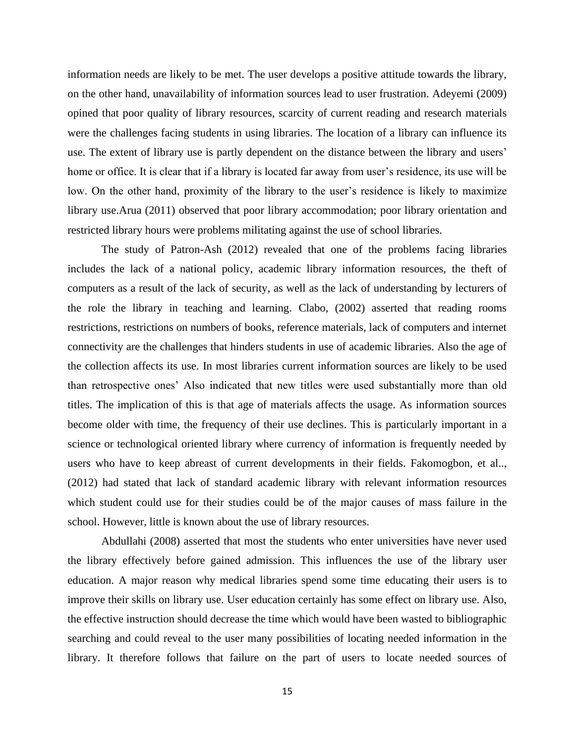information needs are likely to be met. The user develops a positive attitude towards the library, on the other hand, unavailability of information sources lead to user frustration. Adeyemi (2009) opined that poor quality of library resources, scarcity of current reading and research materials were the challenges facing students in using libraries. The location of a library can influence its use. The extent of library use is partly dependent on the distance between the library and users' home or office. It is clear that if a library is located far away from user's residence, its use will be low. On the other hand, proximity of the library to the user's residence is likely to maximize library use.Arua (2011) observed that poor library accommodation; poor library orientation and restricted library hours were problems militating against the use of school libraries.

The study of Patron-Ash (2012) revealed that one of the problems facing libraries includes the lack of a national policy, academic library information resources, the theft of computers as a result of the lack of security, as well as the lack of understanding by lecturers of the role the library in teaching and learning. Clabo, (2002) asserted that reading rooms restrictions, restrictions on numbers of books, reference materials, lack of computers and internet connectivity are the challenges that hinders students in use of academic libraries. Also the age of the collection affects its use. In most libraries current information sources are likely to be used than retrospective ones' Also indicated that new titles were used substantially more than old titles. The implication of this is that age of materials affects the usage. As information sources become older with time, the frequency of their use declines. This is particularly important in a science or technological oriented library where currency of information is frequently needed by users who have to keep abreast of current developments in their fields. Fakomogbon, et al.., (2012) had stated that lack of standard academic library with relevant information resources which student could use for their studies could be of the major causes of mass failure in the school. However, little is known about the use of library resources.

Abdullahi (2008) asserted that most the students who enter universities have never used the library effectively before gained admission. This influences the use of the library user education. A major reason why medical libraries spend some time educating their users is to improve their skills on library use. User education certainly has some effect on library use. Also, the effective instruction should decrease the time which would have been wasted to bibliographic searching and could reveal to the user many possibilities of locating needed information in the library. It therefore follows that failure on the part of users to locate needed sources of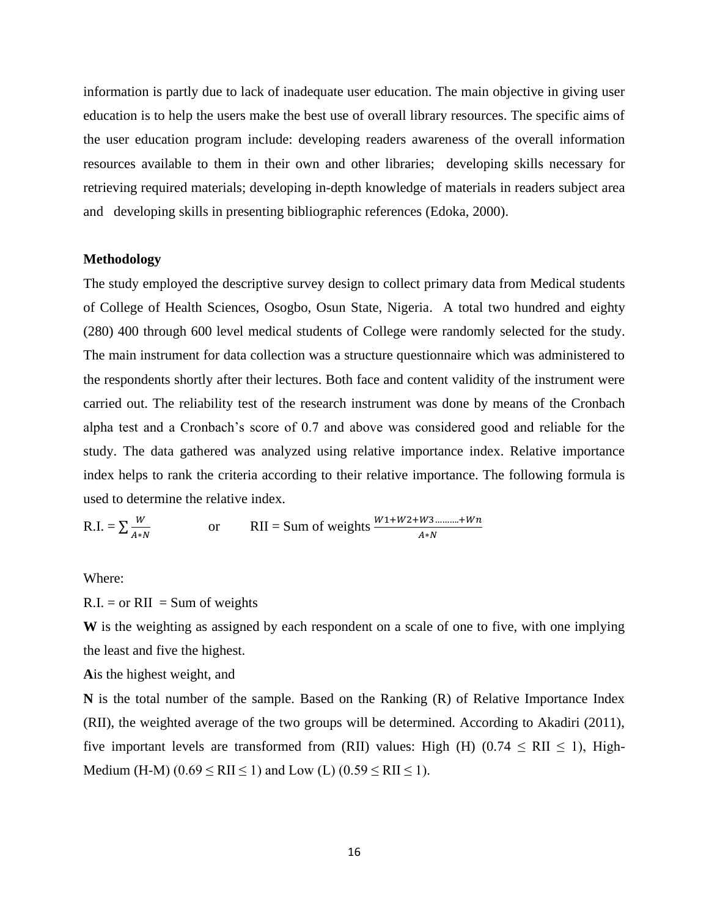information is partly due to lack of inadequate user education. The main objective in giving user education is to help the users make the best use of overall library resources. The specific aims of the user education program include: developing readers awareness of the overall information resources available to them in their own and other libraries; developing skills necessary for retrieving required materials; developing in-depth knowledge of materials in readers subject area and developing skills in presenting bibliographic references (Edoka, 2000).

**Methodology**

The study employed the descriptive survey design to collect primary data from Medical students of College of Health Sciences, Osogbo, Osun State, Nigeria. A total two hundred and eighty (280) 400 through 600 level medical students of College were randomly selected for the study. The main instrument for data collection was a structure questionnaire which was administered to the respondents shortly after their lectures. Both face and content validity of the instrument were carried out. The reliability test of the research instrument was done by means of the Cronbach alpha test and a Cronbach's score of 0.7 and above was considered good and reliable for the study. The data gathered was analyzed using relative importance index. Relative importance index helps to rank the criteria according to their relative importance. The following formula is used to determine the relative index.

R.I. = $\sum \frac{W}{A*N}$ or RII = Sum of weights $\frac{W1+W2+W3 \dots\dots\dots + Wn}{A*N}$

Where:

R.I. = or RII = Sum of weights

**W** is the weighting as assigned by each respondent on a scale of one to five, with one implying the least and five the highest.

**A**is the highest weight, and

**N** is the total number of the sample. Based on the Ranking (R) of Relative Importance Index (RII), the weighted average of the two groups will be determined. According to Akadiri (2011), five important levels are transformed from (RII) values: High (H) ($0.74 \leq$ RII $\leq 1$), High-Medium (H-M) ($0.69 \leq$ RII $\leq 1$) and Low (L) ($0.59 \leq$ RII $\leq 1$).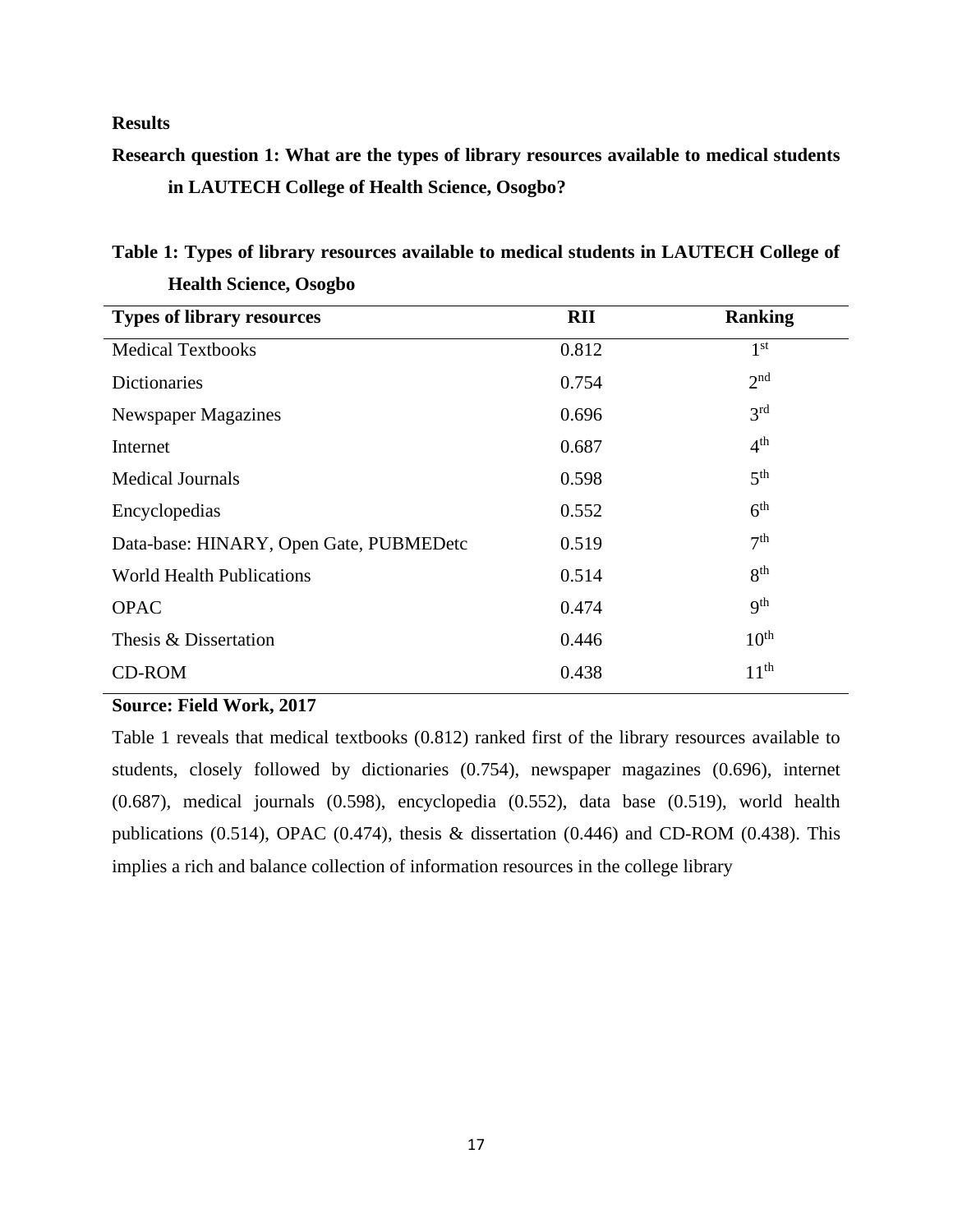## Results

**Research question 1: What are the types of library resources available to medical students in LAUTECH College of Health Science, Osogbo?**

**Table 1: Types of library resources available to medical students in LAUTECH College of Health Science, Osogbo**

| Types of library resources | RII | Ranking |
|---|---|---|
| Medical Textbooks | 0.812 | 1st |
| Dictionaries | 0.754 | 2nd |
| Newspaper Magazines | 0.696 | 3rd |
| Internet | 0.687 | 4th |
| Medical Journals | 0.598 | 5th |
| Encyclopedias | 0.552 | 6th |
| Data-base: HINARY, Open Gate, PUBMEDetc | 0.519 | 7th |
| World Health Publications | 0.514 | 8th |
| OPAC | 0.474 | 9th |
| Thesis & Dissertation | 0.446 | 10th |
| CD-ROM | 0.438 | 11th |

**Source: Field Work, 2017**

Table 1 reveals that medical textbooks (0.812) ranked first of the library resources available to students, closely followed by dictionaries (0.754), newspaper magazines (0.696), internet (0.687), medical journals (0.598), encyclopedia (0.552), data base (0.519), world health publications (0.514), OPAC (0.474), thesis & dissertation (0.446) and CD-ROM (0.438). This implies a rich and balance collection of information resources in the college library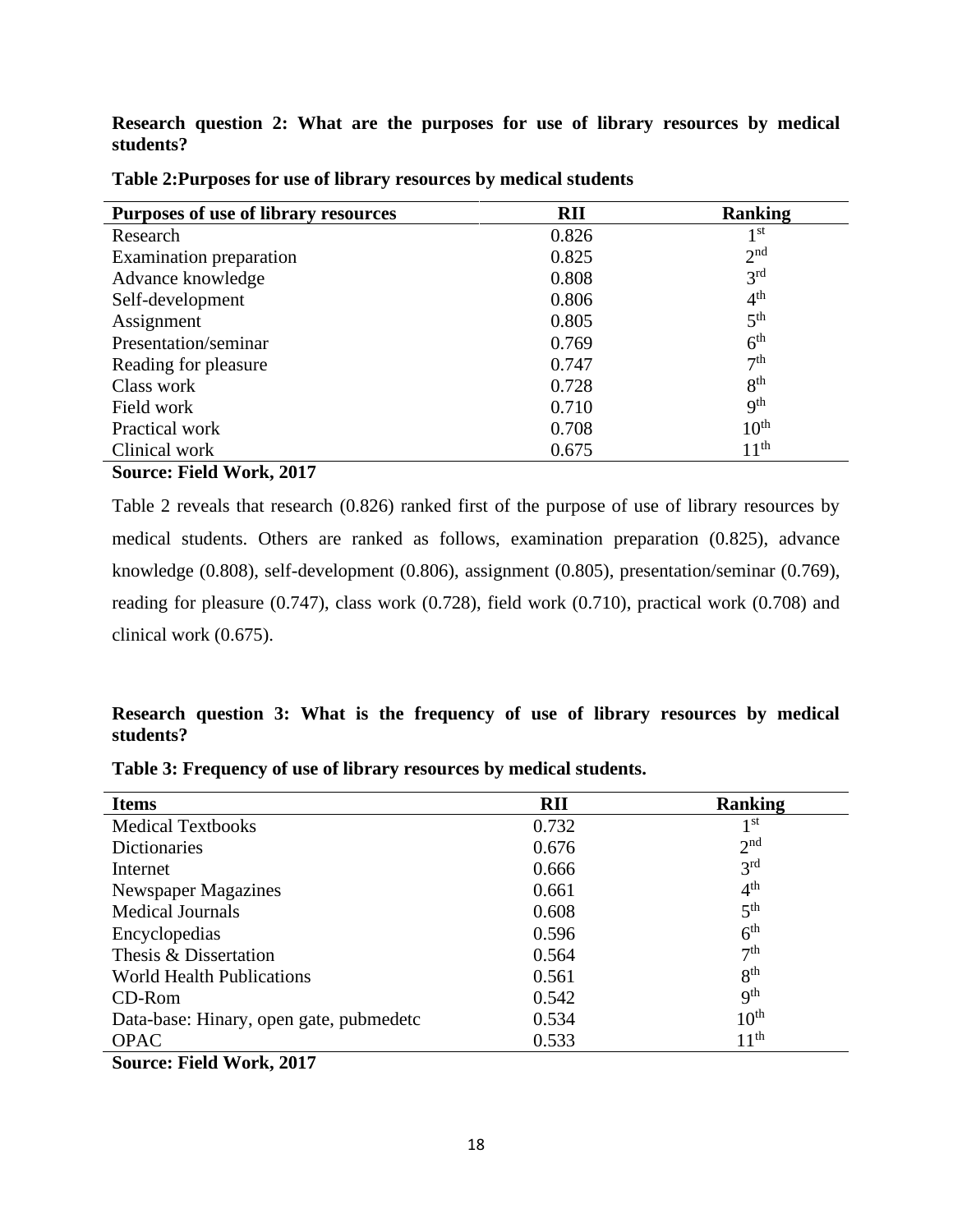**Research question 2: What are the purposes for use of library resources by medical students?**

**Table 2:Purposes for use of library resources by medical students**

| Purposes of use of library resources | RII | Ranking |
|---|---|---|
| Research | 0.826 | 1st |
| Examination preparation | 0.825 | 2nd |
| Advance knowledge | 0.808 | 3rd |
| Self-development | 0.806 | 4th |
| Assignment | 0.805 | 5th |
| Presentation/seminar | 0.769 | 6th |
| Reading for pleasure | 0.747 | 7th |
| Class work | 0.728 | 8th |
| Field work | 0.710 | 9th |
| Practical work | 0.708 | 10th |
| Clinical work | 0.675 | 11th |

**Source: Field Work, 2017**

Table 2 reveals that research (0.826) ranked first of the purpose of use of library resources by medical students. Others are ranked as follows, examination preparation (0.825), advance knowledge (0.808), self-development (0.806), assignment (0.805), presentation/seminar (0.769), reading for pleasure (0.747), class work (0.728), field work (0.710), practical work (0.708) and clinical work (0.675).

**Research question 3: What is the frequency of use of library resources by medical students?**

**Table 3: Frequency of use of library resources by medical students.**

| Items | RII | Ranking |
|---|---|---|
| Medical Textbooks | 0.732 | 1st |
| Dictionaries | 0.676 | 2nd |
| Internet | 0.666 | 3rd |
| Newspaper Magazines | 0.661 | 4th |
| Medical Journals | 0.608 | 5th |
| Encyclopedias | 0.596 | 6th |
| Thesis & Dissertation | 0.564 | 7th |
| World Health Publications | 0.561 | 8th |
| CD-Rom | 0.542 | 9th |
| Data-base: Hinary, open gate, pubmedetc | 0.534 | 10th |
| OPAC | 0.533 | 11th |

**Source: Field Work, 2017**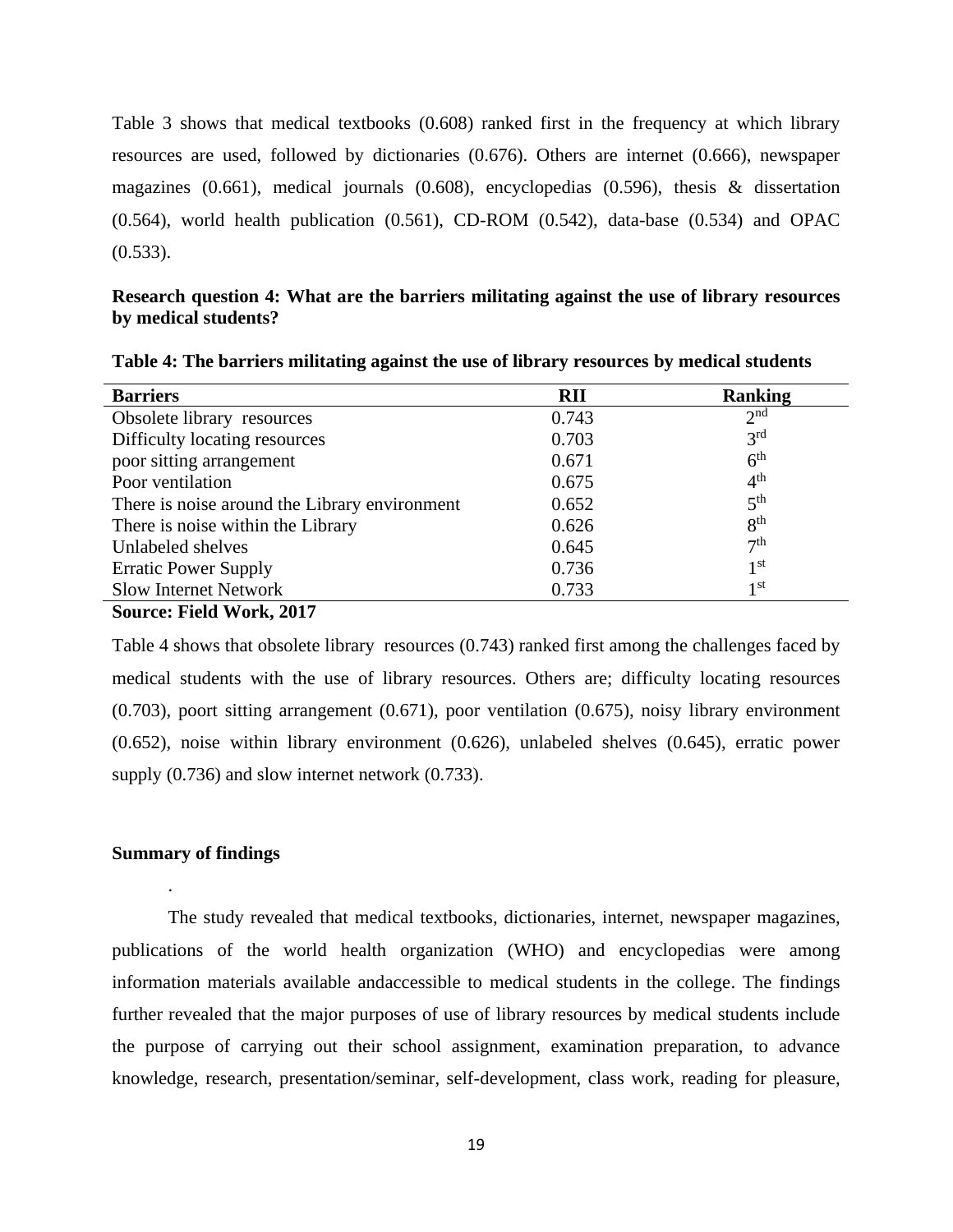Table 3 shows that medical textbooks (0.608) ranked first in the frequency at which library resources are used, followed by dictionaries (0.676). Others are internet (0.666), newspaper magazines (0.661), medical journals (0.608), encyclopedias (0.596), thesis & dissertation (0.564), world health publication (0.561), CD-ROM (0.542), data-base (0.534) and OPAC (0.533).

**Research question 4: What are the barriers militating against the use of library resources by medical students?**

**Table 4: The barriers militating against the use of library resources by medical students**

| Barriers | RII | Ranking |
|---|---|---|
| Obsolete library resources | 0.743 | 2nd |
| Difficulty locating resources | 0.703 | 3rd |
| poor sitting arrangement | 0.671 | 6th |
| Poor ventilation | 0.675 | 4th |
| There is noise around the Library environment | 0.652 | 5th |
| There is noise within the Library | 0.626 | 8th |
| Unlabeled shelves | 0.645 | 7th |
| Erratic Power Supply | 0.736 | 1st |
| Slow Internet Network | 0.733 | 1st |

**Source: Field Work, 2017**

Table 4 shows that obsolete library resources (0.743) ranked first among the challenges faced by medical students with the use of library resources. Others are; difficulty locating resources (0.703), poort sitting arrangement (0.671), poor ventilation (0.675), noisy library environment (0.652), noise within library environment (0.626), unlabeled shelves (0.645), erratic power supply (0.736) and slow internet network (0.733).

**Summary of findings**

.

The study revealed that medical textbooks, dictionaries, internet, newspaper magazines, publications of the world health organization (WHO) and encyclopedias were among information materials available andaccessible to medical students in the college. The findings further revealed that the major purposes of use of library resources by medical students include the purpose of carrying out their school assignment, examination preparation, to advance knowledge, research, presentation/seminar, self-development, class work, reading for pleasure,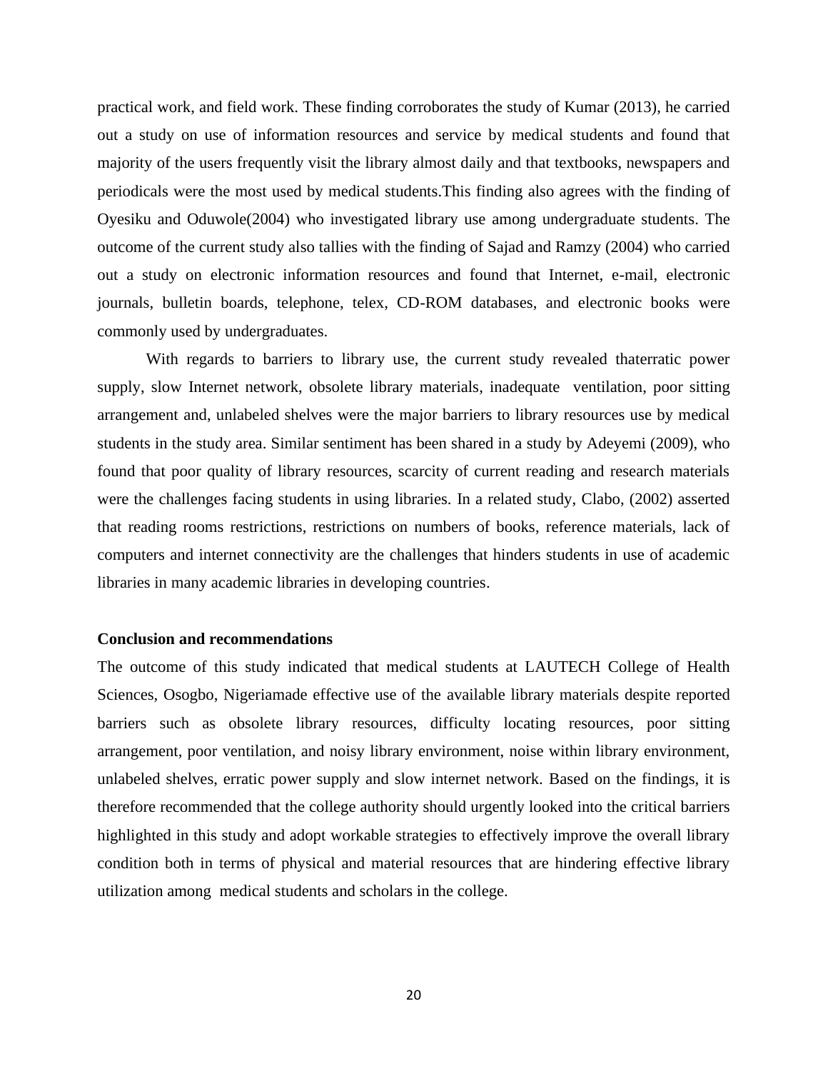practical work, and field work. These finding corroborates the study of Kumar (2013), he carried out a study on use of information resources and service by medical students and found that majority of the users frequently visit the library almost daily and that textbooks, newspapers and periodicals were the most used by medical students.This finding also agrees with the finding of Oyesiku and Oduwole(2004) who investigated library use among undergraduate students. The outcome of the current study also tallies with the finding of Sajad and Ramzy (2004) who carried out a study on electronic information resources and found that Internet, e-mail, electronic journals, bulletin boards, telephone, telex, CD-ROM databases, and electronic books were commonly used by undergraduates.

With regards to barriers to library use, the current study revealed thaterratic power supply, slow Internet network, obsolete library materials, inadequate ventilation, poor sitting arrangement and, unlabeled shelves were the major barriers to library resources use by medical students in the study area. Similar sentiment has been shared in a study by Adeyemi (2009), who found that poor quality of library resources, scarcity of current reading and research materials were the challenges facing students in using libraries. In a related study, Clabo, (2002) asserted that reading rooms restrictions, restrictions on numbers of books, reference materials, lack of computers and internet connectivity are the challenges that hinders students in use of academic libraries in many academic libraries in developing countries.

**Conclusion and recommendations**

The outcome of this study indicated that medical students at LAUTECH College of Health Sciences, Osogbo, Nigeriamade effective use of the available library materials despite reported barriers such as obsolete library resources, difficulty locating resources, poor sitting arrangement, poor ventilation, and noisy library environment, noise within library environment, unlabeled shelves, erratic power supply and slow internet network. Based on the findings, it is therefore recommended that the college authority should urgently looked into the critical barriers highlighted in this study and adopt workable strategies to effectively improve the overall library condition both in terms of physical and material resources that are hindering effective library utilization among medical students and scholars in the college.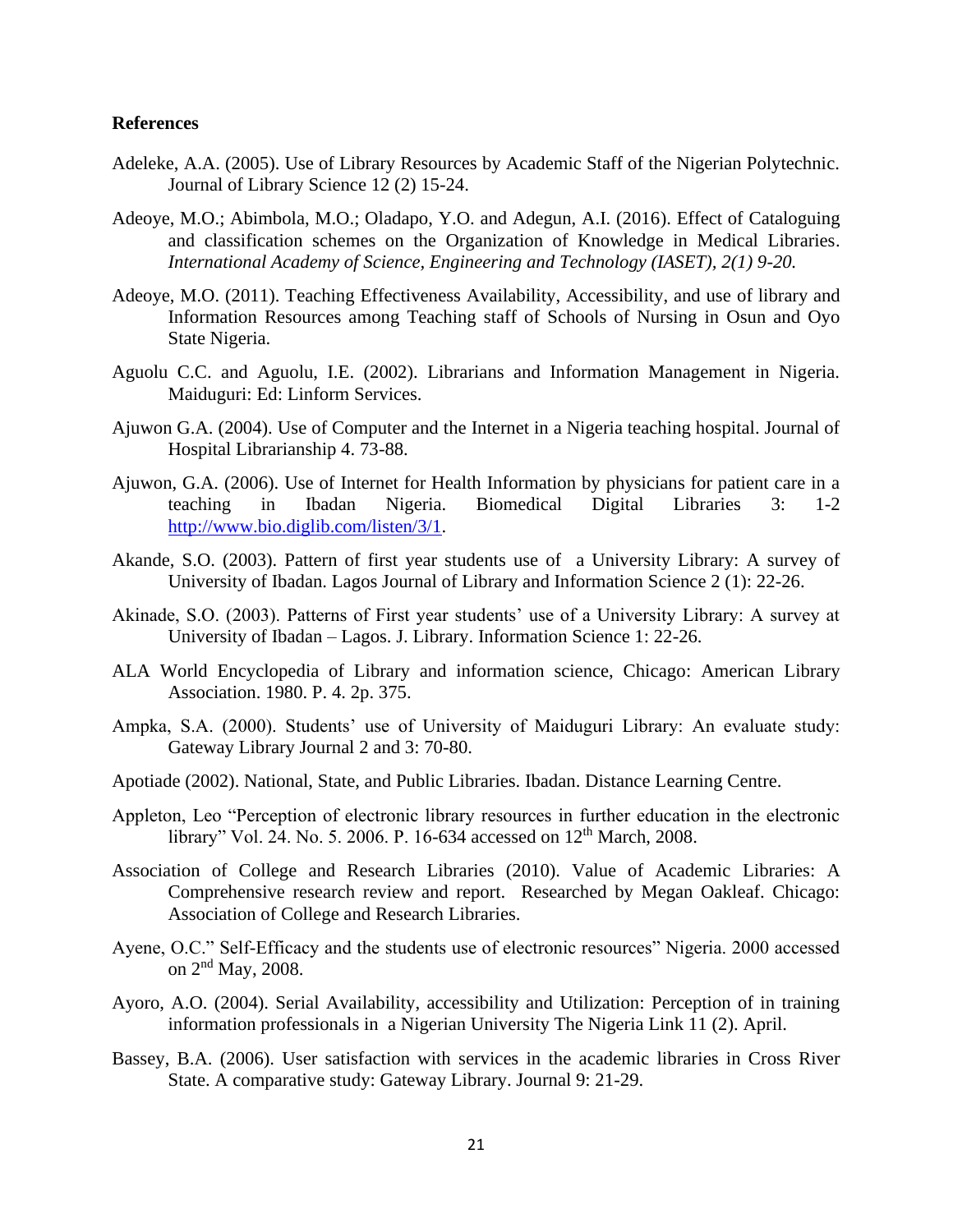**References**

Adeleke, A.A. (2005). Use of Library Resources by Academic Staff of the Nigerian Polytechnic. Journal of Library Science 12 (2) 15-24.

Adeoye, M.O.; Abimbola, M.O.; Oladapo, Y.O. and Adegun, A.I. (2016). Effect of Cataloguing and classification schemes on the Organization of Knowledge in Medical Libraries. *International Academy of Science, Engineering and Technology (IASET), 2(1) 9-20.*

Adeoye, M.O. (2011). Teaching Effectiveness Availability, Accessibility, and use of library and Information Resources among Teaching staff of Schools of Nursing in Osun and Oyo State Nigeria.

Aguolu C.C. and Aguolu, I.E. (2002). Librarians and Information Management in Nigeria. Maiduguri: Ed: Linform Services.

Ajuwon G.A. (2004). Use of Computer and the Internet in a Nigeria teaching hospital. Journal of Hospital Librarianship 4. 73-88.

Ajuwon, G.A. (2006). Use of Internet for Health Information by physicians for patient care in a teaching in Ibadan Nigeria. Biomedical Digital Libraries 3: 1-2 http://www.bio.diglib.com/listen/3/1.

Akande, S.O. (2003). Pattern of first year students use of a University Library: A survey of University of Ibadan. Lagos Journal of Library and Information Science 2 (1): 22-26.

Akinade, S.O. (2003). Patterns of First year students' use of a University Library: A survey at University of Ibadan – Lagos. J. Library. Information Science 1: 22-26.

ALA World Encyclopedia of Library and information science, Chicago: American Library Association. 1980. P. 4. 2p. 375.

Ampka, S.A. (2000). Students' use of University of Maiduguri Library: An evaluate study: Gateway Library Journal 2 and 3: 70-80.

Apotiade (2002). National, State, and Public Libraries. Ibadan. Distance Learning Centre.

Appleton, Leo "Perception of electronic library resources in further education in the electronic library" Vol. 24. No. 5. 2006. P. 16-634 accessed on 12th March, 2008.

Association of College and Research Libraries (2010). Value of Academic Libraries: A Comprehensive research review and report. Researched by Megan Oakleaf. Chicago: Association of College and Research Libraries.

Ayene, O.C." Self-Efficacy and the students use of electronic resources" Nigeria. 2000 accessed on 2nd May, 2008.

Ayoro, A.O. (2004). Serial Availability, accessibility and Utilization: Perception of in training information professionals in a Nigerian University The Nigeria Link 11 (2). April.

Bassey, B.A. (2006). User satisfaction with services in the academic libraries in Cross River State. A comparative study: Gateway Library. Journal 9: 21-29.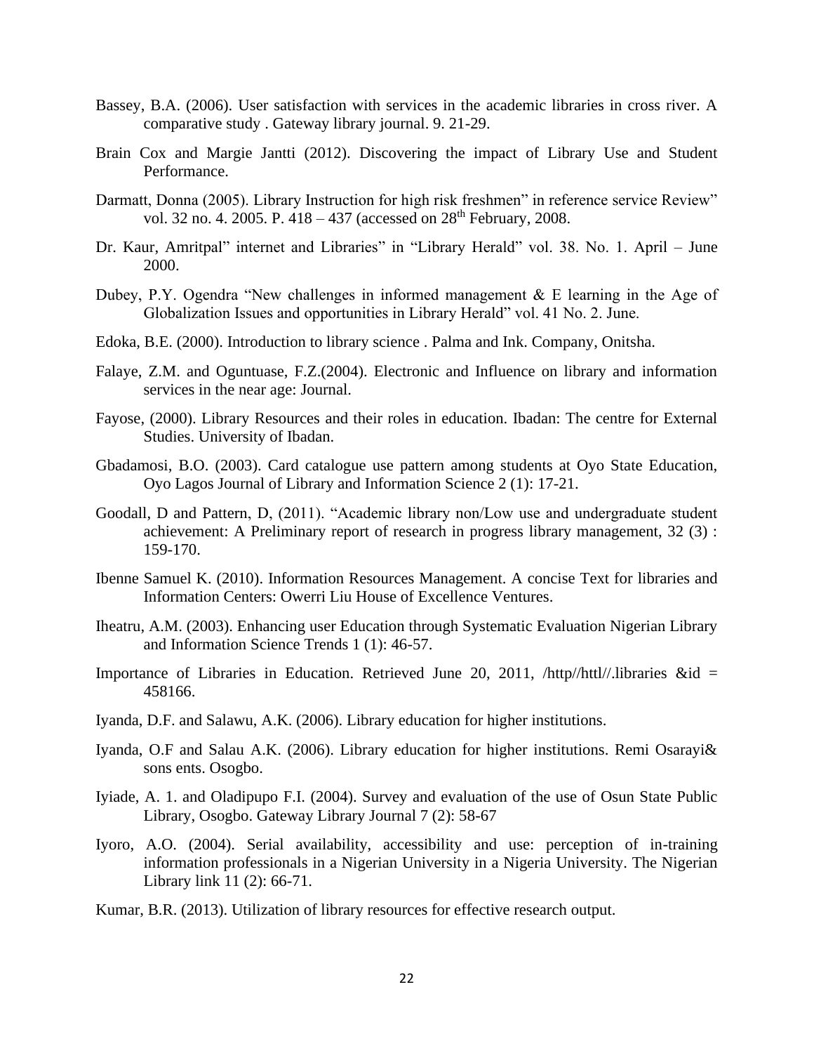Bassey, B.A. (2006). User satisfaction with services in the academic libraries in cross river. A comparative study . Gateway library journal. 9. 21-29.

Brain Cox and Margie Jantti (2012). Discovering the impact of Library Use and Student Performance.

Darmatt, Donna (2005). Library Instruction for high risk freshmen" in reference service Review" vol. 32 no. 4. 2005. P. 418 – 437 (accessed on 28th February, 2008.

Dr. Kaur, Amritpal" internet and Libraries" in "Library Herald" vol. 38. No. 1. April – June 2000.

Dubey, P.Y. Ogendra "New challenges in informed management & E learning in the Age of Globalization Issues and opportunities in Library Herald" vol. 41 No. 2. June.

Edoka, B.E. (2000). Introduction to library science . Palma and Ink. Company, Onitsha.

Falaye, Z.M. and Oguntuase, F.Z.(2004). Electronic and Influence on library and information services in the near age: Journal.

Fayose, (2000). Library Resources and their roles in education. Ibadan: The centre for External Studies. University of Ibadan.

Gbadamosi, B.O. (2003). Card catalogue use pattern among students at Oyo State Education, Oyo Lagos Journal of Library and Information Science 2 (1): 17-21.

Goodall, D and Pattern, D, (2011). "Academic library non/Low use and undergraduate student achievement: A Preliminary report of research in progress library management, 32 (3) : 159-170.

Ibenne Samuel K. (2010). Information Resources Management. A concise Text for libraries and Information Centers: Owerri Liu House of Excellence Ventures.

Iheatru, A.M. (2003). Enhancing user Education through Systematic Evaluation Nigerian Library and Information Science Trends 1 (1): 46-57.

Importance of Libraries in Education. Retrieved June 20, 2011, /http//httl//.libraries &id = 458166.

Iyanda, D.F. and Salawu, A.K. (2006). Library education for higher institutions.

Iyanda, O.F and Salau A.K. (2006). Library education for higher institutions. Remi Osarayi& sons ents. Osogbo.

Iyiade, A. 1. and Oladipupo F.I. (2004). Survey and evaluation of the use of Osun State Public Library, Osogbo. Gateway Library Journal 7 (2): 58-67

Iyoro, A.O. (2004). Serial availability, accessibility and use: perception of in-training information professionals in a Nigerian University in a Nigeria University. The Nigerian Library link 11 (2): 66-71.

Kumar, B.R. (2013). Utilization of library resources for effective research output.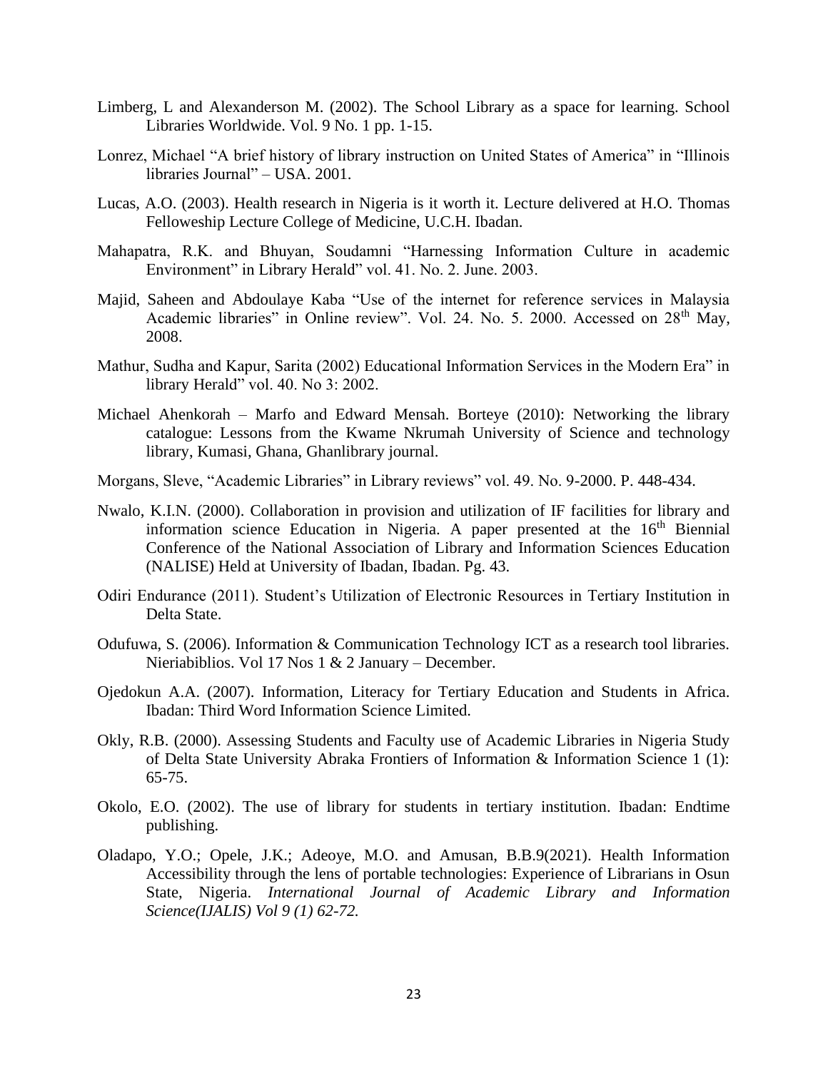Limberg, L and Alexanderson M. (2002). The School Library as a space for learning. School Libraries Worldwide. Vol. 9 No. 1 pp. 1-15.

Lonrez, Michael "A brief history of library instruction on United States of America" in "Illinois libraries Journal" – USA. 2001.

Lucas, A.O. (2003). Health research in Nigeria is it worth it. Lecture delivered at H.O. Thomas Felloweship Lecture College of Medicine, U.C.H. Ibadan.

Mahapatra, R.K. and Bhuyan, Soudamni "Harnessing Information Culture in academic Environment" in Library Herald" vol. 41. No. 2. June. 2003.

Majid, Saheen and Abdoulaye Kaba "Use of the internet for reference services in Malaysia Academic libraries" in Online review". Vol. 24. No. 5. 2000. Accessed on 28th May, 2008.

Mathur, Sudha and Kapur, Sarita (2002) Educational Information Services in the Modern Era" in library Herald" vol. 40. No 3: 2002.

Michael Ahenkorah – Marfo and Edward Mensah. Borteye (2010): Networking the library catalogue: Lessons from the Kwame Nkrumah University of Science and technology library, Kumasi, Ghana, Ghanlibrary journal.

Morgans, Sleve, "Academic Libraries" in Library reviews" vol. 49. No. 9-2000. P. 448-434.

Nwalo, K.I.N. (2000). Collaboration in provision and utilization of IF facilities for library and information science Education in Nigeria. A paper presented at the 16th Biennial Conference of the National Association of Library and Information Sciences Education (NALISE) Held at University of Ibadan, Ibadan. Pg. 43.

Odiri Endurance (2011). Student's Utilization of Electronic Resources in Tertiary Institution in Delta State.

Odufuwa, S. (2006). Information & Communication Technology ICT as a research tool libraries. Nieriabiblios. Vol 17 Nos 1 & 2 January – December.

Ojedokun A.A. (2007). Information, Literacy for Tertiary Education and Students in Africa. Ibadan: Third Word Information Science Limited.

Okly, R.B. (2000). Assessing Students and Faculty use of Academic Libraries in Nigeria Study of Delta State University Abraka Frontiers of Information & Information Science 1 (1): 65-75.

Okolo, E.O. (2002). The use of library for students in tertiary institution. Ibadan: Endtime publishing.

Oladapo, Y.O.; Opele, J.K.; Adeoye, M.O. and Amusan, B.B.9(2021). Health Information Accessibility through the lens of portable technologies: Experience of Librarians in Osun State, Nigeria. *International Journal of Academic Library and Information Science(IJALIS) Vol 9 (1) 62-72.*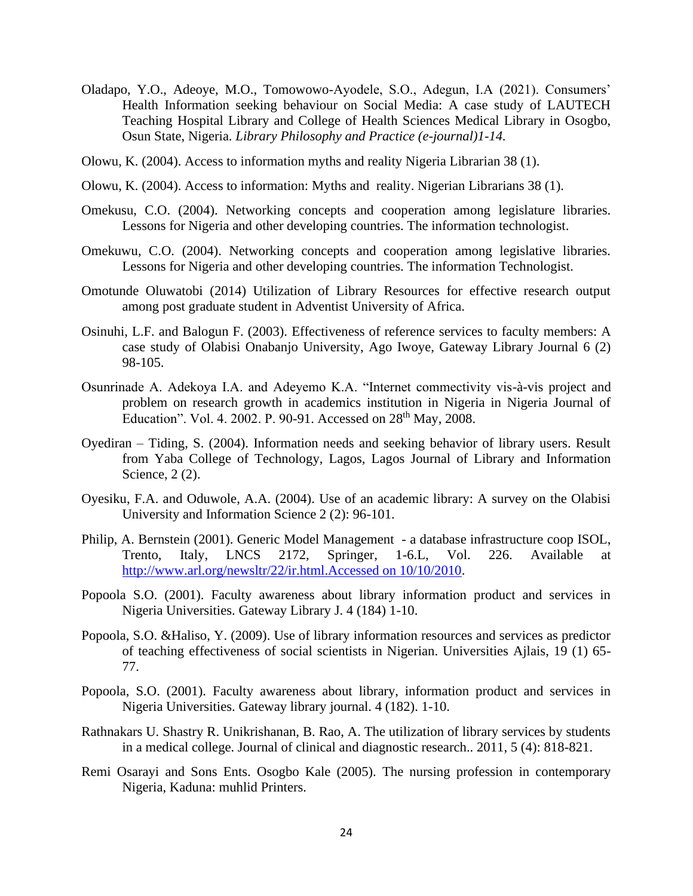Oladapo, Y.O., Adeoye, M.O., Tomowowo-Ayodele, S.O., Adegun, I.A (2021). Consumers' Health Information seeking behaviour on Social Media: A case study of LAUTECH Teaching Hospital Library and College of Health Sciences Medical Library in Osogbo, Osun State, Nigeria. *Library Philosophy and Practice (e-journal)1-14.*

Olowu, K. (2004). Access to information myths and reality Nigeria Librarian 38 (1).

Olowu, K. (2004). Access to information: Myths and reality. Nigerian Librarians 38 (1).

Omekusu, C.O. (2004). Networking concepts and cooperation among legislature libraries. Lessons for Nigeria and other developing countries. The information technologist.

Omekuwu, C.O. (2004). Networking concepts and cooperation among legislative libraries. Lessons for Nigeria and other developing countries. The information Technologist.

Omotunde Oluwatobi (2014) Utilization of Library Resources for effective research output among post graduate student in Adventist University of Africa.

Osinuhi, L.F. and Balogun F. (2003). Effectiveness of reference services to faculty members: A case study of Olabisi Onabanjo University, Ago Iwoye, Gateway Library Journal 6 (2) 98-105.

Osunrinade A. Adekoya I.A. and Adeyemo K.A. "Internet commectivity vis-à-vis project and problem on research growth in academics institution in Nigeria in Nigeria Journal of Education". Vol. 4. 2002. P. 90-91. Accessed on 28th May, 2008.

Oyediran – Tiding, S. (2004). Information needs and seeking behavior of library users. Result from Yaba College of Technology, Lagos, Lagos Journal of Library and Information Science, 2 (2).

Oyesiku, F.A. and Oduwole, A.A. (2004). Use of an academic library: A survey on the Olabisi University and Information Science 2 (2): 96-101.

Philip, A. Bernstein (2001). Generic Model Management - a database infrastructure coop ISOL, Trento, Italy, LNCS 2172, Springer, 1-6.L, Vol. 226. Available at http://www.arl.org/newsltr/22/ir.html.Accessed on 10/10/2010.

Popoola S.O. (2001). Faculty awareness about library information product and services in Nigeria Universities. Gateway Library J. 4 (184) 1-10.

Popoola, S.O. &Haliso, Y. (2009). Use of library information resources and services as predictor of teaching effectiveness of social scientists in Nigerian. Universities Ajlais, 19 (1) 65-77.

Popoola, S.O. (2001). Faculty awareness about library, information product and services in Nigeria Universities. Gateway library journal. 4 (182). 1-10.

Rathnakars U. Shastry R. Unikrishanan, B. Rao, A. The utilization of library services by students in a medical college. Journal of clinical and diagnostic research.. 2011, 5 (4): 818-821.

Remi Osarayi and Sons Ents. Osogbo Kale (2005). The nursing profession in contemporary Nigeria, Kaduna: muhlid Printers.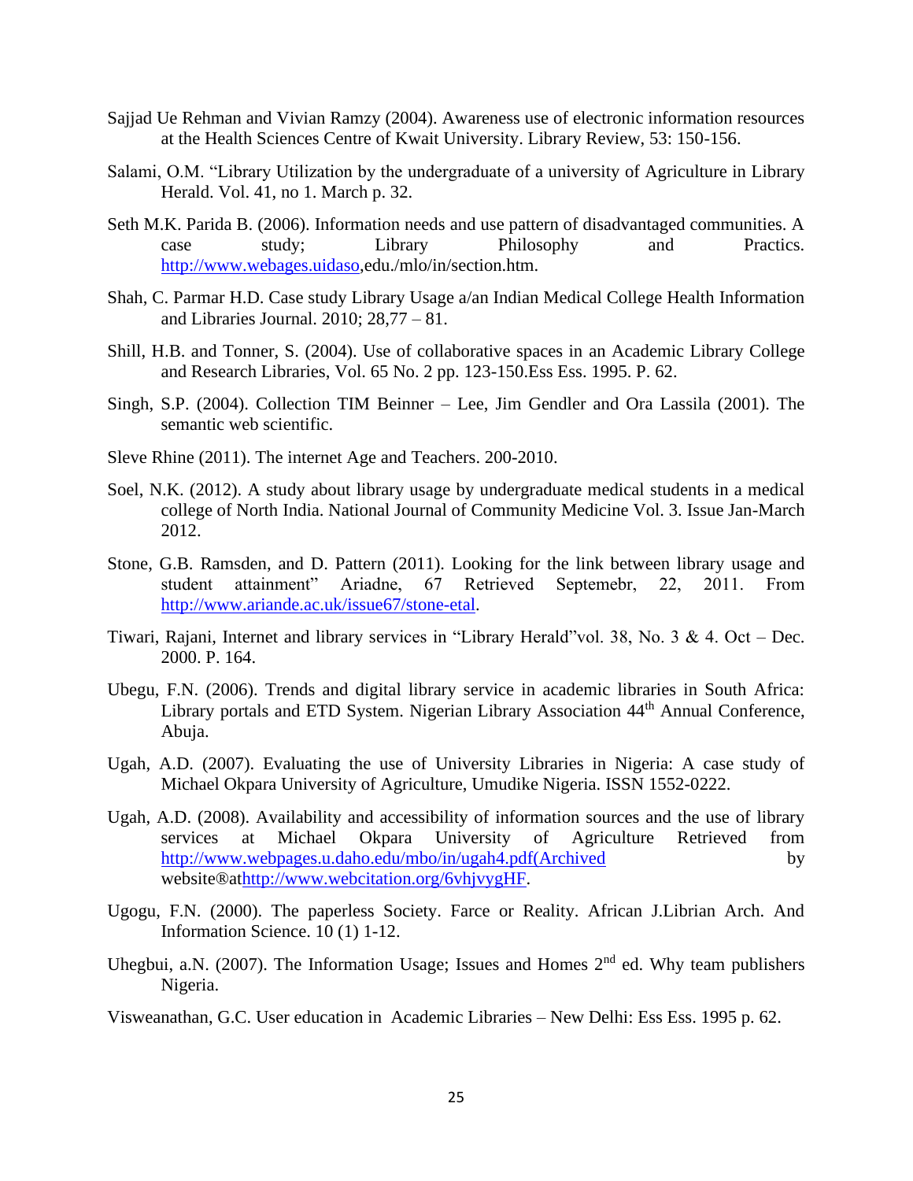Sajjad Ue Rehman and Vivian Ramzy (2004). Awareness use of electronic information resources at the Health Sciences Centre of Kwait University. Library Review, 53: 150-156.

Salami, O.M. "Library Utilization by the undergraduate of a university of Agriculture in Library Herald. Vol. 41, no 1. March p. 32.

Seth M.K. Parida B. (2006). Information needs and use pattern of disadvantaged communities. A case study; Library Philosophy and Practics. http://www.webages.uidaso,edu./mlo/in/section.htm.

Shah, C. Parmar H.D. Case study Library Usage a/an Indian Medical College Health Information and Libraries Journal. 2010; 28,77 – 81.

Shill, H.B. and Tonner, S. (2004). Use of collaborative spaces in an Academic Library College and Research Libraries, Vol. 65 No. 2 pp. 123-150.Ess Ess. 1995. P. 62.

Singh, S.P. (2004). Collection TIM Beinner – Lee, Jim Gendler and Ora Lassila (2001). The semantic web scientific.

Sleve Rhine (2011). The internet Age and Teachers. 200-2010.

Soel, N.K. (2012). A study about library usage by undergraduate medical students in a medical college of North India. National Journal of Community Medicine Vol. 3. Issue Jan-March 2012.

Stone, G.B. Ramsden, and D. Pattern (2011). Looking for the link between library usage and student attainment" Ariadne, 67 Retrieved Septemebr, 22, 2011. From http://www.ariande.ac.uk/issue67/stone-etal.

Tiwari, Rajani, Internet and library services in "Library Herald"vol. 38, No. 3 & 4. Oct – Dec. 2000. P. 164.

Ubegu, F.N. (2006). Trends and digital library service in academic libraries in South Africa: Library portals and ETD System. Nigerian Library Association 44th Annual Conference, Abuja.

Ugah, A.D. (2007). Evaluating the use of University Libraries in Nigeria: A case study of Michael Okpara University of Agriculture, Umudike Nigeria. ISSN 1552-0222.

Ugah, A.D. (2008). Availability and accessibility of information sources and the use of library services at Michael Okpara University of Agriculture Retrieved from http://www.webpages.u.daho.edu/mbo/in/ugah4.pdf(Archived by website®athttp://www.webcitation.org/6vhjvygHF.

Ugogu, F.N. (2000). The paperless Society. Farce or Reality. African J.Librian Arch. And Information Science. 10 (1) 1-12.

Uhegbui, a.N. (2007). The Information Usage; Issues and Homes 2nd ed. Why team publishers Nigeria.

Visweanathan, G.C. User education in Academic Libraries – New Delhi: Ess Ess. 1995 p. 62.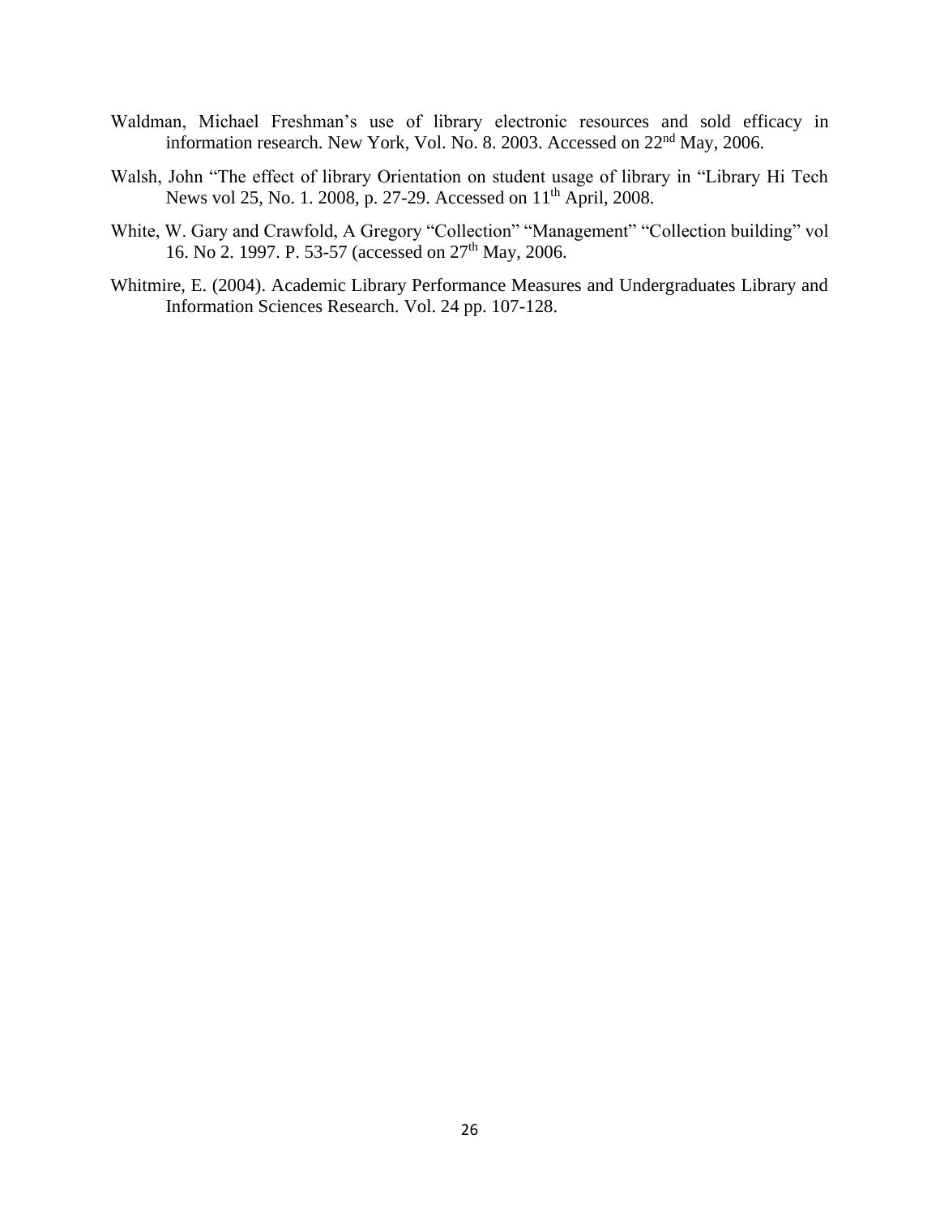Waldman, Michael Freshman's use of library electronic resources and sold efficacy in information research. New York, Vol. No. 8. 2003. Accessed on 22nd May, 2006.

Walsh, John "The effect of library Orientation on student usage of library in "Library Hi Tech News vol 25, No. 1. 2008, p. 27-29. Accessed on 11th April, 2008.

White, W. Gary and Crawfold, A Gregory "Collection" "Management" "Collection building" vol 16. No 2. 1997. P. 53-57 (accessed on 27th May, 2006.

Whitmire, E. (2004). Academic Library Performance Measures and Undergraduates Library and Information Sciences Research. Vol. 24 pp. 107-128.